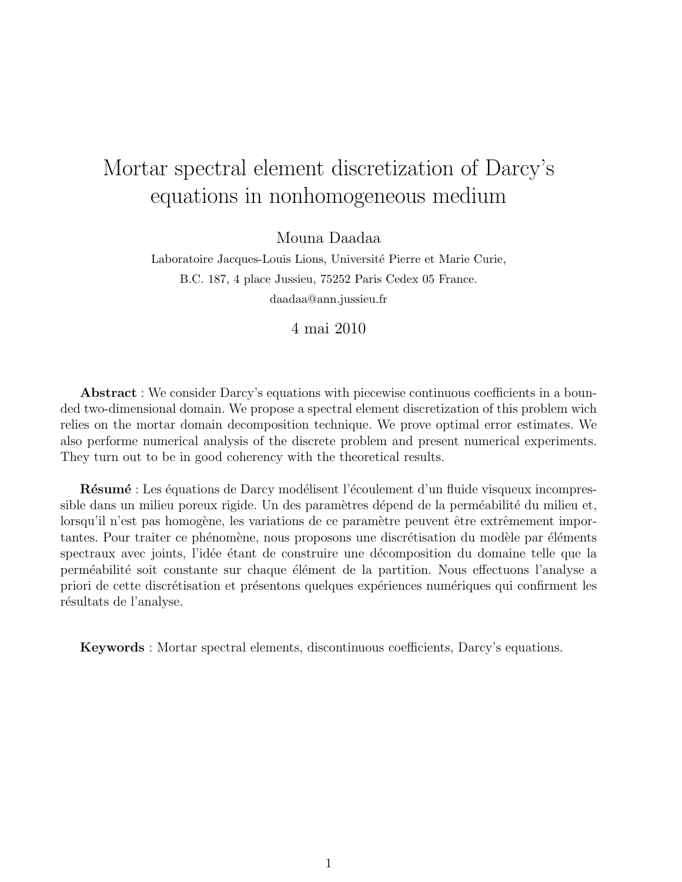# Mortar spectral element discretization of Darcy's equations in nonhomogeneous medium

Mouna Daadaa

Laboratoire Jacques-Louis Lions, Université Pierre et Marie Curie,

B.C. 187, 4 place Jussieu, 75252 Paris Cedex 05 France.

daadaa@ann.jussieu.fr

4 mai 2010

**Abstract** : We consider Darcy's equations with piecewise continuous coefficients in a bounded two-dimensional domain. We propose a spectral element discretization of this problem wich relies on the mortar domain decomposition technique. We prove optimal error estimates. We also performe numerical analysis of the discrete problem and present numerical experiments. They turn out to be in good coherency with the theoretical results.

**Résumé** : Les équations de Darcy modélisent l'écoulement d'un fluide visqueux incompressible dans un milieu poreux rigide. Un des paramètres dépend de la perméabilité du milieu et, lorsqu'il n'est pas homogène, les variations de ce paramètre peuvent être extrêmement importantes. Pour traiter ce phénomène, nous proposons une discrétisation du modèle par éléments spectraux avec joints, l'idée étant de construire une décomposition du domaine telle que la perméabilité soit constante sur chaque élément de la partition. Nous effectuons l'analyse a priori de cette discrétisation et présentons quelques expériences numériques qui confirment les résultats de l'analyse.

**Keywords** : Mortar spectral elements, discontinuous coefficients, Darcy's equations.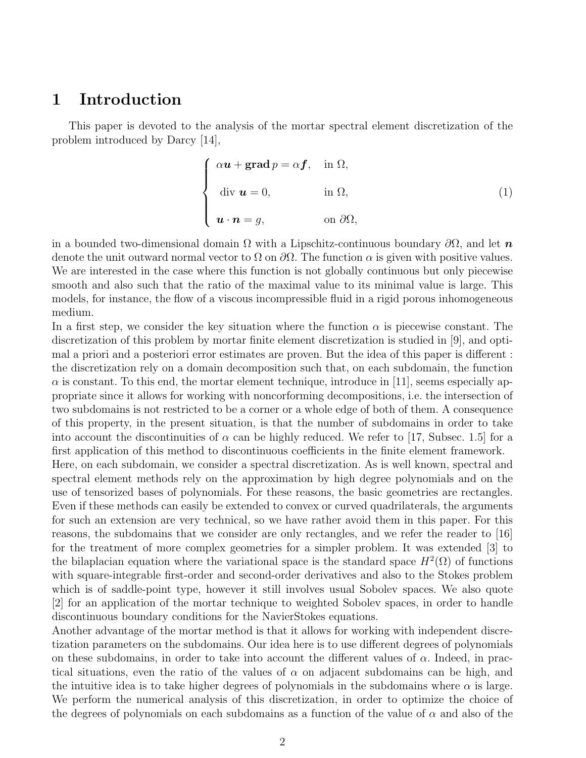# 1 Introduction

This paper is devoted to the analysis of the mortar spectral element discretization of the problem introduced by Darcy [14],

$$
\begin{cases}
\alpha \boldsymbol{u} + \mathbf{grad}\, p = \alpha \boldsymbol{f}, & \text{in } \Omega, \\
\text{div } \boldsymbol{u} = 0, & \text{in } \Omega, \\
\boldsymbol{u} \cdot \boldsymbol{n} = g, & \text{on } \partial\Omega,
\end{cases}
\tag{1}
$$

in a bounded two-dimensional domain $\Omega$ with a Lipschitz-continuous boundary $\partial\Omega$, and let $\boldsymbol{n}$ denote the unit outward normal vector to $\Omega$ on $\partial\Omega$. The function $\alpha$ is given with positive values. We are interested in the case where this function is not globally continuous but only piecewise smooth and also such that the ratio of the maximal value to its minimal value is large. This models, for instance, the flow of a viscous incompressible fluid in a rigid porous inhomogeneous medium.

In a first step, we consider the key situation where the function $\alpha$ is piecewise constant. The discretization of this problem by mortar finite element discretization is studied in [9], and optimal a priori and a posteriori error estimates are proven. But the idea of this paper is different : the discretization rely on a domain decomposition such that, on each subdomain, the function $\alpha$ is constant. To this end, the mortar element technique, introduce in [11], seems especially appropriate since it allows for working with noncorforming decompositions, i.e. the intersection of two subdomains is not restricted to be a corner or a whole edge of both of them. A consequence of this property, in the present situation, is that the number of subdomains in order to take into account the discontinuities of $\alpha$ can be highly reduced. We refer to [17, Subsec. 1.5] for a first application of this method to discontinuous coefficients in the finite element framework.

Here, on each subdomain, we consider a spectral discretization. As is well known, spectral and spectral element methods rely on the approximation by high degree polynomials and on the use of tensorized bases of polynomials. For these reasons, the basic geometries are rectangles. Even if these methods can easily be extended to convex or curved quadrilaterals, the arguments for such an extension are very technical, so we have rather avoid them in this paper. For this reasons, the subdomains that we consider are only rectangles, and we refer the reader to [16] for the treatment of more complex geometries for a simpler problem. It was extended [3] to the bilaplacian equation where the variational space is the standard space $H^2(\Omega)$ of functions with square-integrable first-order and second-order derivatives and also to the Stokes problem which is of saddle-point type, however it still involves usual Sobolev spaces. We also quote [2] for an application of the mortar technique to weighted Sobolev spaces, in order to handle discontinuous boundary conditions for the NavierStokes equations.

Another advantage of the mortar method is that it allows for working with independent discretization parameters on the subdomains. Our idea here is to use different degrees of polynomials on these subdomains, in order to take into account the different values of $\alpha$. Indeed, in practical situations, even the ratio of the values of $\alpha$ on adjacent subdomains can be high, and the intuitive idea is to take higher degrees of polynomials in the subdomains where $\alpha$ is large. We perform the numerical analysis of this discretization, in order to optimize the choice of the degrees of polynomials on each subdomains as a function of the value of $\alpha$ and also of the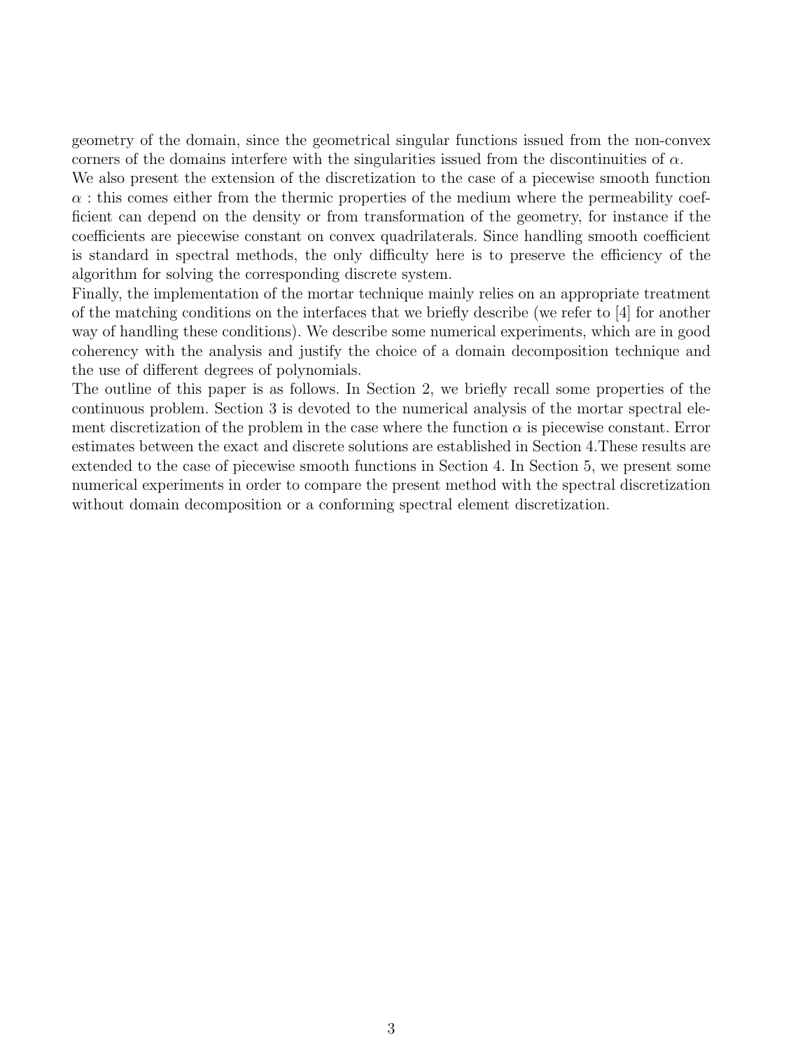geometry of the domain, since the geometrical singular functions issued from the non-convex corners of the domains interfere with the singularities issued from the discontinuities of $\alpha$.

We also present the extension of the discretization to the case of a piecewise smooth function $\alpha$ : this comes either from the thermic properties of the medium where the permeability coefficient can depend on the density or from transformation of the geometry, for instance if the coefficients are piecewise constant on convex quadrilaterals. Since handling smooth coefficient is standard in spectral methods, the only difficulty here is to preserve the efficiency of the algorithm for solving the corresponding discrete system.

Finally, the implementation of the mortar technique mainly relies on an appropriate treatment of the matching conditions on the interfaces that we briefly describe (we refer to [4] for another way of handling these conditions). We describe some numerical experiments, which are in good coherency with the analysis and justify the choice of a domain decomposition technique and the use of different degrees of polynomials.

The outline of this paper is as follows. In Section 2, we briefly recall some properties of the continuous problem. Section 3 is devoted to the numerical analysis of the mortar spectral element discretization of the problem in the case where the function $\alpha$ is piecewise constant. Error estimates between the exact and discrete solutions are established in Section 4.These results are extended to the case of piecewise smooth functions in Section 4. In Section 5, we present some numerical experiments in order to compare the present method with the spectral discretization without domain decomposition or a conforming spectral element discretization.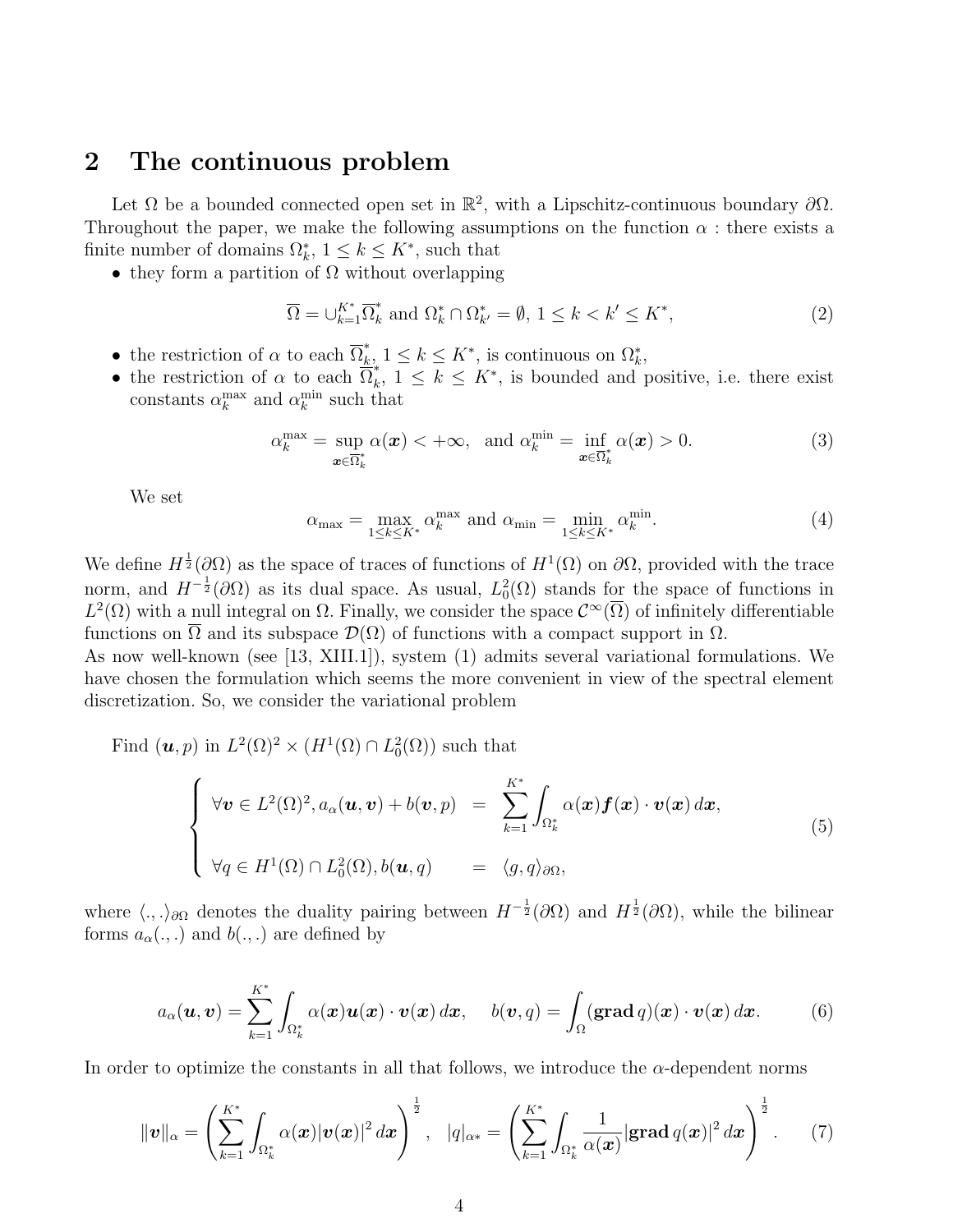## 2 The continuous problem

Let $\Omega$ be a bounded connected open set in $\mathbb{R}^2$, with a Lipschitz-continuous boundary $\partial\Omega$. Throughout the paper, we make the following assumptions on the function $\alpha$ : there exists a finite number of domains $\Omega_k^*$, $1 \leq k \leq K^*$, such that

- they form a partition of $\Omega$ without overlapping

$$\overline{\Omega} = \cup_{k=1}^{K^*} \overline{\Omega}_k^* \text{ and } \Omega_k^* \cap \Omega_{k'}^* = \emptyset,\ 1 \leq k < k' \leq K^*, \tag{2}$$

- the restriction of $\alpha$ to each $\overline{\Omega}_k^*$, $1 \leq k \leq K^*$, is continuous on $\Omega_k^*$,
- the restriction of $\alpha$ to each $\overline{\Omega}_k^*$, $1 \leq k \leq K^*$, is bounded and positive, i.e. there exist constants $\alpha_k^{\max}$ and $\alpha_k^{\min}$ such that

$$\alpha_k^{\max} = \sup_{\boldsymbol{x} \in \overline{\Omega}_k^*} \alpha(\boldsymbol{x}) < +\infty, \quad \text{and } \alpha_k^{\min} = \inf_{\boldsymbol{x} \in \overline{\Omega}_k^*} \alpha(\boldsymbol{x}) > 0. \tag{3}$$

We set

$$\alpha_{\max} = \max_{1 \leq k \leq K^*} \alpha_k^{\max} \text{ and } \alpha_{\min} = \min_{1 \leq k \leq K^*} \alpha_k^{\min}. \tag{4}$$

We define $H^{\frac{1}{2}}(\partial\Omega)$ as the space of traces of functions of $H^1(\Omega)$ on $\partial\Omega$, provided with the trace norm, and $H^{-\frac{1}{2}}(\partial\Omega)$ as its dual space. As usual, $L_0^2(\Omega)$ stands for the space of functions in $L^2(\Omega)$ with a null integral on $\Omega$. Finally, we consider the space $\mathcal{C}^\infty(\overline{\Omega})$ of infinitely differentiable functions on $\overline{\Omega}$ and its subspace $\mathcal{D}(\Omega)$ of functions with a compact support in $\Omega$.
As now well-known (see [13, XIII.1]), system (1) admits several variational formulations. We have chosen the formulation which seems the more convenient in view of the spectral element discretization. So, we consider the variational problem

Find $(\boldsymbol{u}, p)$ in $L^2(\Omega)^2 \times (H^1(\Omega) \cap L_0^2(\Omega))$ such that

$$\begin{cases} \forall \boldsymbol{v} \in L^2(\Omega)^2, a_\alpha(\boldsymbol{u}, \boldsymbol{v}) + b(\boldsymbol{v}, p) & = \displaystyle\sum_{k=1}^{K^*} \int_{\Omega_k^*} \alpha(\boldsymbol{x}) \boldsymbol{f}(\boldsymbol{x}) \cdot \boldsymbol{v}(\boldsymbol{x})\, d\boldsymbol{x}, \\ \forall q \in H^1(\Omega) \cap L_0^2(\Omega), b(\boldsymbol{u}, q) & = \langle g, q \rangle_{\partial\Omega}, \end{cases} \tag{5}$$

where $\langle .,. \rangle_{\partial\Omega}$ denotes the duality pairing between $H^{-\frac{1}{2}}(\partial\Omega)$ and $H^{\frac{1}{2}}(\partial\Omega)$, while the bilinear forms $a_\alpha(.,.)$ and $b(.,.)$ are defined by

$$a_\alpha(\boldsymbol{u}, \boldsymbol{v}) = \sum_{k=1}^{K^*} \int_{\Omega_k^*} \alpha(\boldsymbol{x}) \boldsymbol{u}(\boldsymbol{x}) \cdot \boldsymbol{v}(\boldsymbol{x})\, d\boldsymbol{x}, \quad b(\boldsymbol{v}, q) = \int_\Omega (\mathbf{grad}\, q)(\boldsymbol{x}) \cdot \boldsymbol{v}(\boldsymbol{x})\, d\boldsymbol{x}. \tag{6}$$

In order to optimize the constants in all that follows, we introduce the $\alpha$-dependent norms

$$\|\boldsymbol{v}\|_\alpha = \left( \sum_{k=1}^{K^*} \int_{\Omega_k^*} \alpha(\boldsymbol{x}) |\boldsymbol{v}(\boldsymbol{x})|^2\, d\boldsymbol{x} \right)^{\frac{1}{2}}, \quad |q|_{\alpha*} = \left( \sum_{k=1}^{K^*} \int_{\Omega_k^*} \frac{1}{\alpha(\boldsymbol{x})} |\mathbf{grad}\, q(\boldsymbol{x})|^2\, d\boldsymbol{x} \right)^{\frac{1}{2}}. \tag{7}$$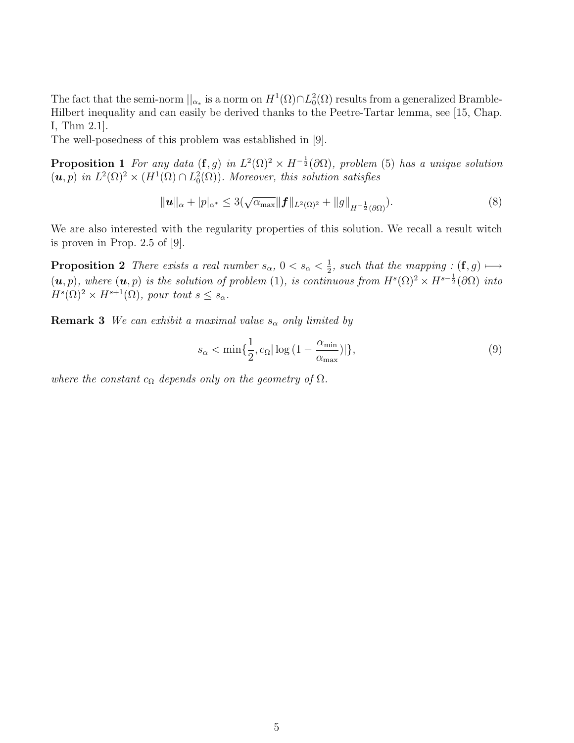The fact that the semi-norm $||_{\alpha_*}$ is a norm on $H^1(\Omega) \cap L^2_0(\Omega)$ results from a generalized Bramble-Hilbert inequality and can easily be derived thanks to the Peetre-Tartar lemma, see [15, Chap. I, Thm 2.1].

The well-posedness of this problem was established in [9].

**Proposition 1** *For any data* $(\mathbf{f}, g)$ *in* $L^2(\Omega)^2 \times H^{-\frac{1}{2}}(\partial\Omega)$*, problem* (5) *has a unique solution* $(\boldsymbol{u}, p)$ *in* $L^2(\Omega)^2 \times (H^1(\Omega) \cap L^2_0(\Omega))$*. Moreover, this solution satisfies*

$$\|\boldsymbol{u}\|_\alpha + |p|_{\alpha^*} \leq 3(\sqrt{\alpha_{\max}}\|\boldsymbol{f}\|_{L^2(\Omega)^2} + \|g\|_{H^{-\frac{1}{2}}(\partial\Omega)}). \tag{8}$$

We are also interested with the regularity properties of this solution. We recall a result witch is proven in Prop. 2.5 of [9].

**Proposition 2** *There exists a real number* $s_\alpha$*,* $0 < s_\alpha < \frac{1}{2}$*, such that the mapping :* $(\mathbf{f}, g) \longmapsto (\boldsymbol{u}, p)$*, where* $(\boldsymbol{u}, p)$ *is the solution of problem* (1)*, is continuous from* $H^s(\Omega)^2 \times H^{s-\frac{1}{2}}(\partial\Omega)$ *into* $H^s(\Omega)^2 \times H^{s+1}(\Omega)$*, pour tout* $s \leq s_\alpha$*.*

**Remark 3** *We can exhibit a maximal value* $s_\alpha$ *only limited by*

$$s_\alpha < \min\{\frac{1}{2}, c_\Omega|\log{(1 - \frac{\alpha_{\min}}{\alpha_{\max}})}|\}, \tag{9}$$

*where the constant* $c_\Omega$ *depends only on the geometry of* $\Omega$*.*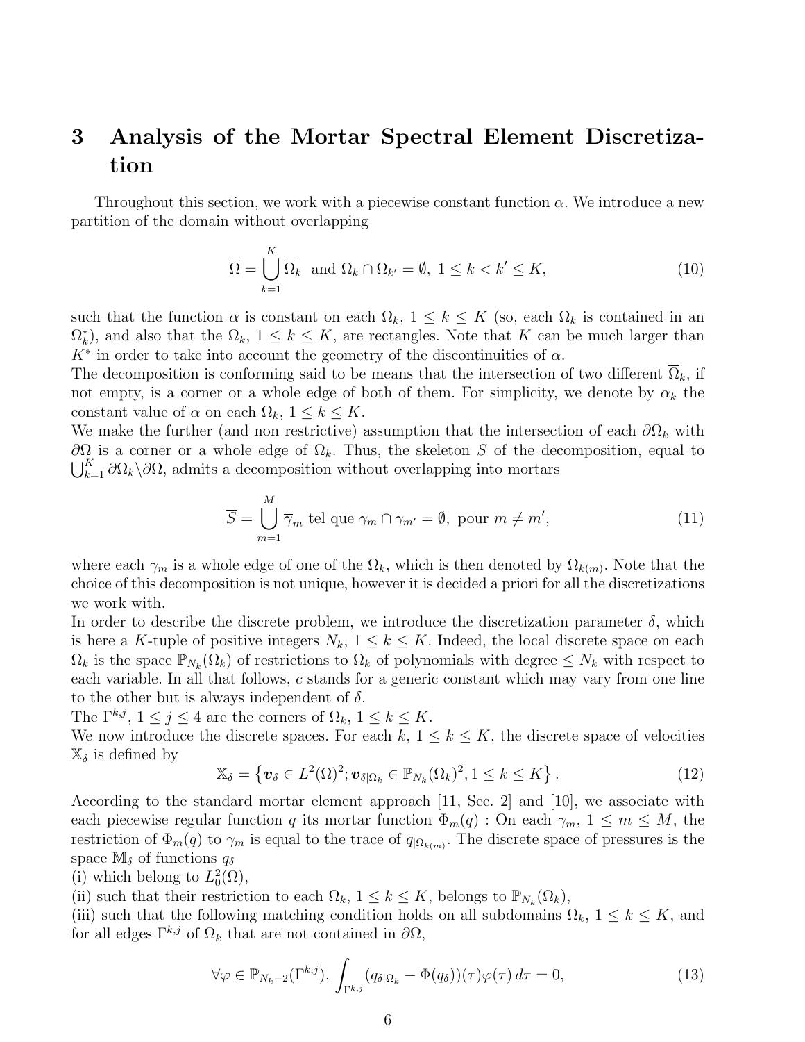# 3 Analysis of the Mortar Spectral Element Discretization

Throughout this section, we work with a piecewise constant function $\alpha$. We introduce a new partition of the domain without overlapping

$$\overline{\Omega} = \bigcup_{k=1}^{K} \overline{\Omega}_k \ \text{ and } \Omega_k \cap \Omega_{k'} = \emptyset, \ 1 \le k < k' \le K, \tag{10}$$

such that the function $\alpha$ is constant on each $\Omega_k$, $1 \le k \le K$ (so, each $\Omega_k$ is contained in an $\Omega_k^*$), and also that the $\Omega_k$, $1 \le k \le K$, are rectangles. Note that $K$ can be much larger than $K^*$ in order to take into account the geometry of the discontinuities of $\alpha$.
The decomposition is conforming said to be means that the intersection of two different $\overline{\Omega}_k$, if not empty, is a corner or a whole edge of both of them. For simplicity, we denote by $\alpha_k$ the constant value of $\alpha$ on each $\Omega_k$, $1 \le k \le K$.
We make the further (and non restrictive) assumption that the intersection of each $\partial\Omega_k$ with $\partial\Omega$ is a corner or a whole edge of $\Omega_k$. Thus, the skeleton $S$ of the decomposition, equal to $\bigcup_{k=1}^{K} \partial\Omega_k \backslash \partial\Omega$, admits a decomposition without overlapping into mortars

$$\overline{S} = \bigcup_{m=1}^{M} \overline{\gamma}_m \text{ tel que } \gamma_m \cap \gamma_{m'} = \emptyset, \text{ pour } m \neq m', \tag{11}$$

where each $\gamma_m$ is a whole edge of one of the $\Omega_k$, which is then denoted by $\Omega_{k(m)}$. Note that the choice of this decomposition is not unique, however it is decided a priori for all the discretizations we work with.
In order to describe the discrete problem, we introduce the discretization parameter $\delta$, which is here a $K$-tuple of positive integers $N_k$, $1 \le k \le K$. Indeed, the local discrete space on each $\Omega_k$ is the space $\mathbb{P}_{N_k}(\Omega_k)$ of restrictions to $\Omega_k$ of polynomials with degree $\le N_k$ with respect to each variable. In all that follows, $c$ stands for a generic constant which may vary from one line to the other but is always independent of $\delta$.
The $\Gamma^{k,j}$, $1 \le j \le 4$ are the corners of $\Omega_k$, $1 \le k \le K$.
We now introduce the discrete spaces. For each $k$, $1 \le k \le K$, the discrete space of velocities $\mathbb{X}_\delta$ is defined by

$$\mathbb{X}_\delta = \left\{ \boldsymbol{v}_\delta \in L^2(\Omega)^2; \boldsymbol{v}_{\delta|\Omega_k} \in \mathbb{P}_{N_k}(\Omega_k)^2, 1 \le k \le K \right\}. \tag{12}$$

According to the standard mortar element approach [11, Sec. 2] and [10], we associate with each piecewise regular function $q$ its mortar function $\Phi_m(q)$ : On each $\gamma_m$, $1 \le m \le M$, the restriction of $\Phi_m(q)$ to $\gamma_m$ is equal to the trace of $q_{|\Omega_{k(m)}}$. The discrete space of pressures is the space $\mathbb{M}_\delta$ of functions $q_\delta$
(i) which belong to $L_0^2(\Omega)$,
(ii) such that their restriction to each $\Omega_k$, $1 \le k \le K$, belongs to $\mathbb{P}_{N_k}(\Omega_k)$,
(iii) such that the following matching condition holds on all subdomains $\Omega_k$, $1 \le k \le K$, and for all edges $\Gamma^{k,j}$ of $\Omega_k$ that are not contained in $\partial\Omega$,

$$\forall \varphi \in \mathbb{P}_{N_k - 2}(\Gamma^{k,j}), \ \int_{\Gamma^{k,j}} (q_{\delta|\Omega_k} - \Phi(q_\delta))(\tau)\varphi(\tau)\, d\tau = 0, \tag{13}$$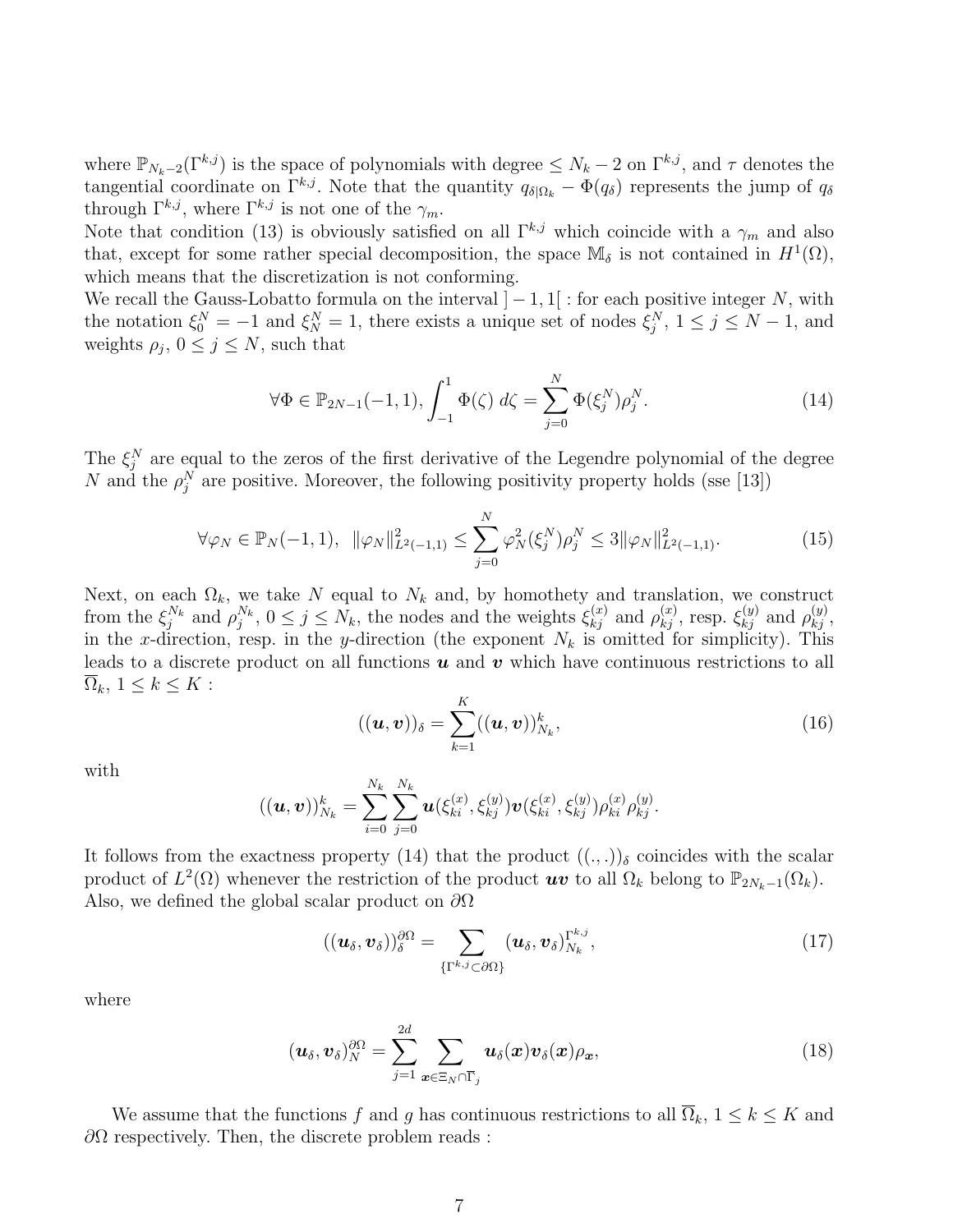where $\mathbb{P}_{N_k-2}(\Gamma^{k,j})$ is the space of polynomials with degree $\leq N_k - 2$ on $\Gamma^{k,j}$, and $\tau$ denotes the tangential coordinate on $\Gamma^{k,j}$. Note that the quantity $q_{\delta|\Omega_k} - \Phi(q_\delta)$ represents the jump of $q_\delta$ through $\Gamma^{k,j}$, where $\Gamma^{k,j}$ is not one of the $\gamma_m$.

Note that condition (13) is obviously satisfied on all $\Gamma^{k,j}$ which coincide with a $\gamma_m$ and also that, except for some rather special decomposition, the space $\mathbb{M}_\delta$ is not contained in $H^1(\Omega)$, which means that the discretization is not conforming.

We recall the Gauss-Lobatto formula on the interval $]-1,1[$ : for each positive integer $N$, with the notation $\xi_0^N = -1$ and $\xi_N^N = 1$, there exists a unique set of nodes $\xi_j^N$, $1 \leq j \leq N-1$, and weights $\rho_j$, $0 \leq j \leq N$, such that

$$\forall \Phi \in \mathbb{P}_{2N-1}(-1,1), \int_{-1}^{1} \Phi(\zeta)\, d\zeta = \sum_{j=0}^{N} \Phi(\xi_j^N)\rho_j^N. \tag{14}$$

The $\xi_j^N$ are equal to the zeros of the first derivative of the Legendre polynomial of the degree $N$ and the $\rho_j^N$ are positive. Moreover, the following positivity property holds (sse [13])

$$\forall \varphi_N \in \mathbb{P}_N(-1,1),\ \ \|\varphi_N\|^2_{L^2(-1,1)} \leq \sum_{j=0}^{N} \varphi_N^2(\xi_j^N)\rho_j^N \leq 3\|\varphi_N\|^2_{L^2(-1,1)}. \tag{15}$$

Next, on each $\Omega_k$, we take $N$ equal to $N_k$ and, by homothety and translation, we construct from the $\xi_j^{N_k}$ and $\rho_j^{N_k}$, $0 \leq j \leq N_k$, the nodes and the weights $\xi_{kj}^{(x)}$ and $\rho_{kj}^{(x)}$, resp. $\xi_{kj}^{(y)}$ and $\rho_{kj}^{(y)}$, in the $x$-direction, resp. in the $y$-direction (the exponent $N_k$ is omitted for simplicity). This leads to a discrete product on all functions $\boldsymbol{u}$ and $\boldsymbol{v}$ which have continuous restrictions to all $\overline{\Omega}_k$, $1 \leq k \leq K$ :

$$((\boldsymbol{u}, \boldsymbol{v}))_\delta = \sum_{k=1}^{K} ((\boldsymbol{u}, \boldsymbol{v}))^k_{N_k}, \tag{16}$$

with

$$((\boldsymbol{u}, \boldsymbol{v}))^k_{N_k} = \sum_{i=0}^{N_k}\sum_{j=0}^{N_k} \boldsymbol{u}(\xi_{ki}^{(x)}, \xi_{kj}^{(y)})\boldsymbol{v}(\xi_{ki}^{(x)}, \xi_{kj}^{(y)})\rho_{ki}^{(x)}\rho_{kj}^{(y)}.$$

It follows from the exactness property (14) that the product $((.,.))_\delta$ coincides with the scalar product of $L^2(\Omega)$ whenever the restriction of the product $\boldsymbol{uv}$ to all $\Omega_k$ belong to $\mathbb{P}_{2N_k-1}(\Omega_k)$.
Also, we defined the global scalar product on $\partial\Omega$

$$((\boldsymbol{u}_\delta, \boldsymbol{v}_\delta))_\delta^{\partial\Omega} = \sum_{\{\Gamma^{k,j} \subset \partial\Omega\}} (\boldsymbol{u}_\delta, \boldsymbol{v}_\delta)_{N_k}^{\Gamma^{k,j}}, \tag{17}$$

where

$$(\boldsymbol{u}_\delta, \boldsymbol{v}_\delta)_N^{\partial\Omega} = \sum_{j=1}^{2d} \sum_{\boldsymbol{x} \in \Xi_N \cap \overline{\Gamma}_j} \boldsymbol{u}_\delta(\boldsymbol{x})\boldsymbol{v}_\delta(\boldsymbol{x})\rho_{\boldsymbol{x}}, \tag{18}$$

We assume that the functions $f$ and $g$ has continuous restrictions to all $\overline{\Omega}_k$, $1 \leq k \leq K$ and $\partial\Omega$ respectively. Then, the discrete problem reads :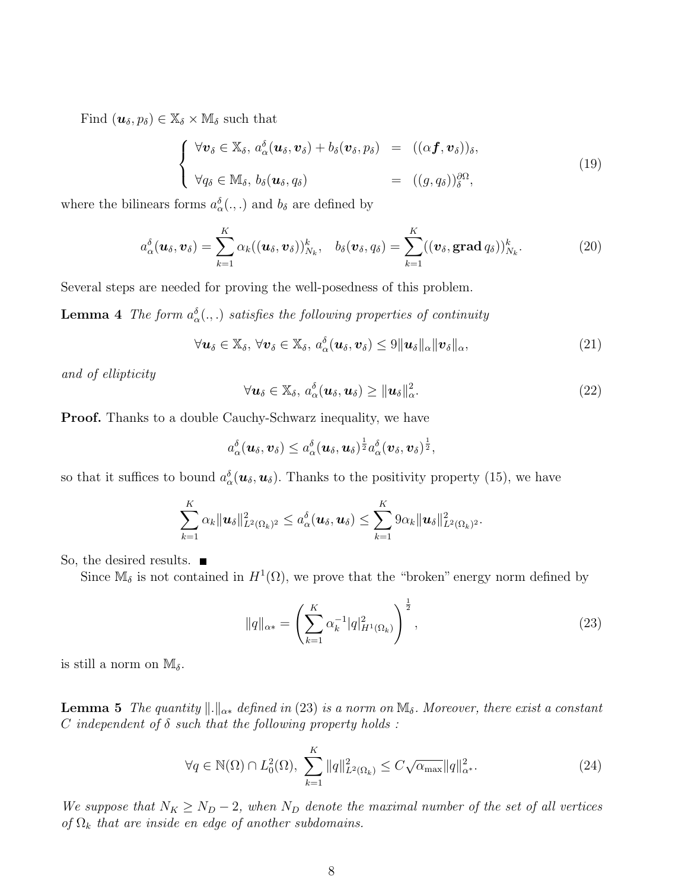Find $(\boldsymbol{u}_\delta, p_\delta) \in \mathbb{X}_\delta \times \mathbb{M}_\delta$ such that

$$
\left\{
\begin{array}{lll}
\forall \boldsymbol{v}_\delta \in \mathbb{X}_\delta,\ a_\alpha^\delta(\boldsymbol{u}_\delta, \boldsymbol{v}_\delta) + b_\delta(\boldsymbol{v}_\delta, p_\delta) & = & ((\alpha \boldsymbol{f}, \boldsymbol{v}_\delta))_\delta, \\
 & & \\
\forall q_\delta \in \mathbb{M}_\delta,\ b_\delta(\boldsymbol{u}_\delta, q_\delta) & = & ((g, q_\delta))_\delta^{\partial\Omega},
\end{array}
\right.
\tag{19}
$$

where the bilinears forms $a_\alpha^\delta(.,.)$ and $b_\delta$ are defined by

$$
a_\alpha^\delta(\boldsymbol{u}_\delta, \boldsymbol{v}_\delta) = \sum_{k=1}^{K} \alpha_k ((\boldsymbol{u}_\delta, \boldsymbol{v}_\delta))_{N_k}^k, \quad b_\delta(\boldsymbol{v}_\delta, q_\delta) = \sum_{k=1}^{K} ((\boldsymbol{v}_\delta, \mathbf{grad}\, q_\delta))_{N_k}^k.
\tag{20}
$$

Several steps are needed for proving the well-posedness of this problem.

**Lemma 4** *The form $a_\alpha^\delta(.,.)$ satisfies the following properties of continuity*

$$
\forall \boldsymbol{u}_\delta \in \mathbb{X}_\delta,\ \forall \boldsymbol{v}_\delta \in \mathbb{X}_\delta,\ a_\alpha^\delta(\boldsymbol{u}_\delta, \boldsymbol{v}_\delta) \leq 9 \|\boldsymbol{u}_\delta\|_\alpha \|\boldsymbol{v}_\delta\|_\alpha,
\tag{21}
$$

*and of ellipticity*

$$
\forall \boldsymbol{u}_\delta \in \mathbb{X}_\delta,\ a_\alpha^\delta(\boldsymbol{u}_\delta, \boldsymbol{u}_\delta) \geq \|\boldsymbol{u}_\delta\|_\alpha^2.
\tag{22}
$$

**Proof.** Thanks to a double Cauchy-Schwarz inequality, we have

$$
a_\alpha^\delta(\boldsymbol{u}_\delta, \boldsymbol{v}_\delta) \leq a_\alpha^\delta(\boldsymbol{u}_\delta, \boldsymbol{u}_\delta)^{\frac{1}{2}} a_\alpha^\delta(\boldsymbol{v}_\delta, \boldsymbol{v}_\delta)^{\frac{1}{2}},
$$

so that it suffices to bound $a_\alpha^\delta(\boldsymbol{u}_\delta, \boldsymbol{u}_\delta)$. Thanks to the positivity property (15), we have

$$
\sum_{k=1}^{K} \alpha_k \|\boldsymbol{u}_\delta\|_{L^2(\Omega_k)^2}^2 \leq a_\alpha^\delta(\boldsymbol{u}_\delta, \boldsymbol{u}_\delta) \leq \sum_{k=1}^{K} 9 \alpha_k \|\boldsymbol{u}_\delta\|_{L^2(\Omega_k)^2}^2.
$$

So, the desired results. ■

Since $\mathbb{M}_\delta$ is not contained in $H^1(\Omega)$, we prove that the "broken" energy norm defined by

$$
\|q\|_{\alpha*} = \left( \sum_{k=1}^{K} \alpha_k^{-1} |q|_{H^1(\Omega_k)}^2 \right)^{\frac{1}{2}},
\tag{23}
$$

is still a norm on $\mathbb{M}_\delta$.

**Lemma 5** *The quantity $\|.\|_{\alpha*}$ defined in (23) is a norm on $\mathbb{M}_\delta$. Moreover, there exist a constant $C$ independent of $\delta$ such that the following property holds :*

$$
\forall q \in \mathbb{N}(\Omega) \cap L_0^2(\Omega),\ \sum_{k=1}^{K} \|q\|_{L^2(\Omega_k)}^2 \leq C \sqrt{\alpha_{\max}} \|q\|_{\alpha*}^2.
\tag{24}
$$

*We suppose that $N_K \geq N_D - 2$, when $N_D$ denote the maximal number of the set of all vertices of $\Omega_k$ that are inside en edge of another subdomains.*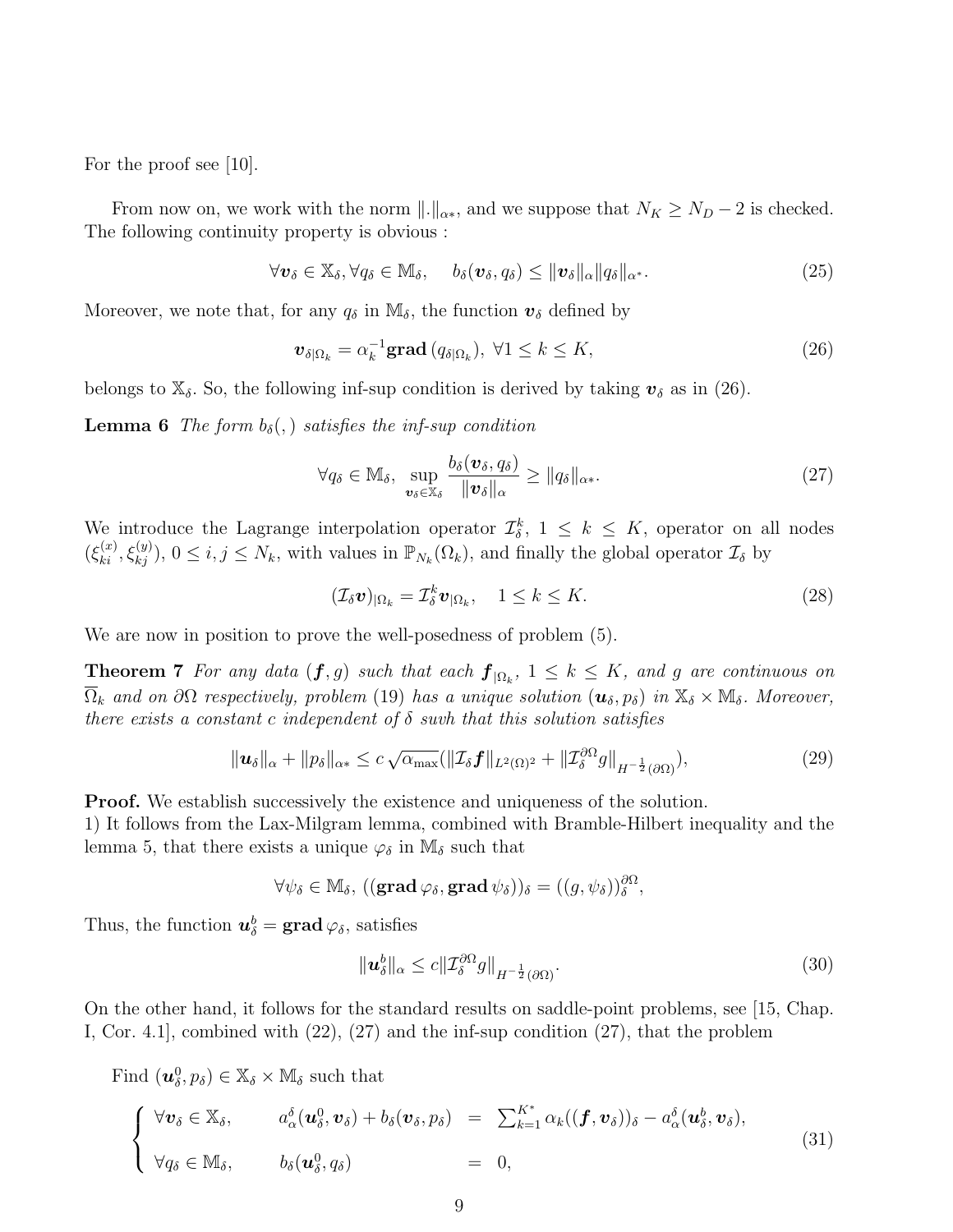For the proof see [10].

From now on, we work with the norm $\|.\|_{\alpha *}$, and we suppose that $N_K \geq N_D - 2$ is checked. The following continuity property is obvious :

$$\forall \boldsymbol{v}_\delta \in \mathbb{X}_\delta, \forall q_\delta \in \mathbb{M}_\delta, \quad b_\delta(\boldsymbol{v}_\delta, q_\delta) \leq \|\boldsymbol{v}_\delta\|_\alpha \|q_\delta\|_{\alpha^*}. \tag{25}$$

Moreover, we note that, for any $q_\delta$ in $\mathbb{M}_\delta$, the function $\boldsymbol{v}_\delta$ defined by

$$\boldsymbol{v}_{\delta|\Omega_k} = \alpha_k^{-1} \mathbf{grad}\,(q_{\delta|\Omega_k}),\ \forall 1 \leq k \leq K, \tag{26}$$

belongs to $\mathbb{X}_\delta$. So, the following inf-sup condition is derived by taking $\boldsymbol{v}_\delta$ as in (26).

**Lemma 6** *The form $b_\delta(,)$ satisfies the inf-sup condition*

$$\forall q_\delta \in \mathbb{M}_\delta,\ \sup_{\boldsymbol{v}_\delta \in \mathbb{X}_\delta} \frac{b_\delta(\boldsymbol{v}_\delta, q_\delta)}{\|\boldsymbol{v}_\delta\|_\alpha} \geq \|q_\delta\|_{\alpha *}. \tag{27}$$

We introduce the Lagrange interpolation operator $\mathcal{I}_\delta^k$, $1 \leq k \leq K$, operator on all nodes $(\xi_{ki}^{(x)}, \xi_{kj}^{(y)})$, $0 \leq i, j \leq N_k$, with values in $\mathbb{P}_{N_k}(\Omega_k)$, and finally the global operator $\mathcal{I}_\delta$ by

$$(\mathcal{I}_\delta \boldsymbol{v})_{|\Omega_k} = \mathcal{I}_\delta^k \boldsymbol{v}_{|\Omega_k}, \quad 1 \leq k \leq K. \tag{28}$$

We are now in position to prove the well-posedness of problem (5).

**Theorem 7** *For any data $(\boldsymbol{f}, g)$ such that each $\boldsymbol{f}_{|\Omega_k}$, $1 \leq k \leq K$, and $g$ are continuous on $\overline{\Omega}_k$ and on $\partial\Omega$ respectively, problem (19) has a unique solution $(\boldsymbol{u}_\delta, p_\delta)$ in $\mathbb{X}_\delta \times \mathbb{M}_\delta$. Moreover, there exists a constant $c$ independent of $\delta$ suvh that this solution satisfies*

$$\|\boldsymbol{u}_\delta\|_\alpha + \|p_\delta\|_{\alpha *} \leq c\,\sqrt{\alpha_{\max}}(\|\mathcal{I}_\delta \boldsymbol{f}\|_{L^2(\Omega)^2} + \|\mathcal{I}_\delta^{\partial\Omega} g\|_{H^{-\frac{1}{2}}(\partial\Omega)}), \tag{29}$$

**Proof.** We establish successively the existence and uniqueness of the solution.
1) It follows from the Lax-Milgram lemma, combined with Bramble-Hilbert inequality and the lemma 5, that there exists a unique $\varphi_\delta$ in $\mathbb{M}_\delta$ such that

$$\forall \psi_\delta \in \mathbb{M}_\delta,\ ((\mathbf{grad}\,\varphi_\delta, \mathbf{grad}\,\psi_\delta))_\delta = ((g, \psi_\delta))_\delta^{\partial\Omega},$$

Thus, the function $\boldsymbol{u}_\delta^b = \mathbf{grad}\,\varphi_\delta$, satisfies

$$\|\boldsymbol{u}_\delta^b\|_\alpha \leq c\|\mathcal{I}_\delta^{\partial\Omega} g\|_{H^{-\frac{1}{2}}(\partial\Omega)}. \tag{30}$$

On the other hand, it follows for the standard results on saddle-point problems, see [15, Chap. I, Cor. 4.1], combined with (22), (27) and the inf-sup condition (27), that the problem

Find $(\boldsymbol{u}_\delta^0, p_\delta) \in \mathbb{X}_\delta \times \mathbb{M}_\delta$ such that

$$\begin{cases} \forall \boldsymbol{v}_\delta \in \mathbb{X}_\delta, & a_\alpha^\delta(\boldsymbol{u}_\delta^0, \boldsymbol{v}_\delta) + b_\delta(\boldsymbol{v}_\delta, p_\delta) = \sum_{k=1}^{K^*} \alpha_k((\boldsymbol{f}, \boldsymbol{v}_\delta))_\delta - a_\alpha^\delta(\boldsymbol{u}_\delta^b, \boldsymbol{v}_\delta), \\ \forall q_\delta \in \mathbb{M}_\delta, & b_\delta(\boldsymbol{u}_\delta^0, q_\delta) = 0, \end{cases} \tag{31}$$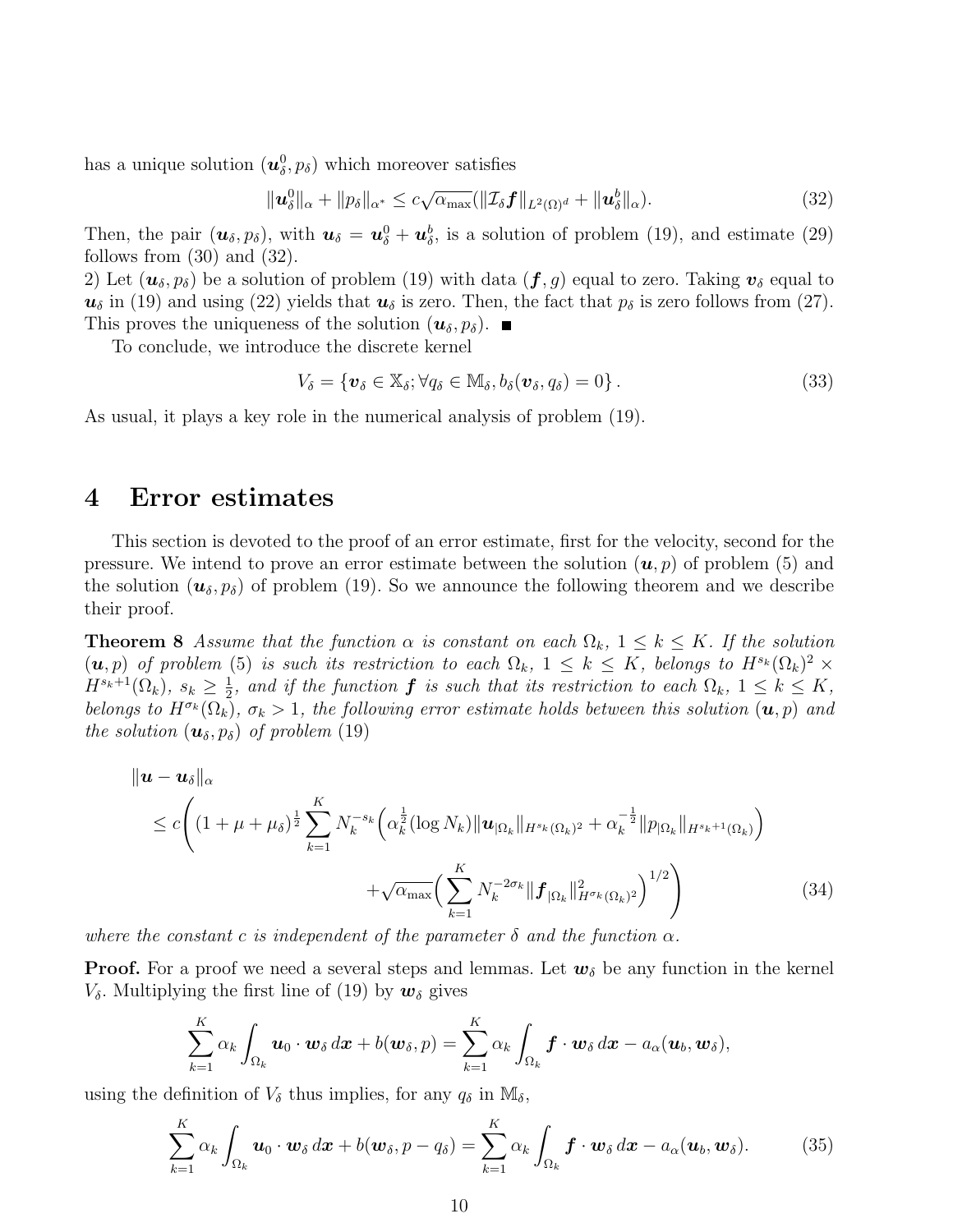has a unique solution $(\boldsymbol{u}_\delta^0, p_\delta)$ which moreover satisfies

$$\|\boldsymbol{u}_\delta^0\|_\alpha + \|p_\delta\|_{\alpha^*} \leq c\sqrt{\alpha_{\max}}(\|\mathcal{I}_\delta \boldsymbol{f}\|_{L^2(\Omega)^d} + \|\boldsymbol{u}_\delta^b\|_\alpha). \tag{32}$$

Then, the pair $(\boldsymbol{u}_\delta, p_\delta)$, with $\boldsymbol{u}_\delta = \boldsymbol{u}_\delta^0 + \boldsymbol{u}_\delta^b$, is a solution of problem (19), and estimate (29) follows from (30) and (32).

2) Let $(\boldsymbol{u}_\delta, p_\delta)$ be a solution of problem (19) with data $(\boldsymbol{f}, g)$ equal to zero. Taking $\boldsymbol{v}_\delta$ equal to $\boldsymbol{u}_\delta$ in (19) and using (22) yields that $\boldsymbol{u}_\delta$ is zero. Then, the fact that $p_\delta$ is zero follows from (27). This proves the uniqueness of the solution $(\boldsymbol{u}_\delta, p_\delta)$. ■

To conclude, we introduce the discrete kernel

$$V_\delta = \{\boldsymbol{v}_\delta \in \mathbb{X}_\delta; \forall q_\delta \in \mathbb{M}_\delta, b_\delta(\boldsymbol{v}_\delta, q_\delta) = 0\}. \tag{33}$$

As usual, it plays a key role in the numerical analysis of problem (19).

# 4 Error estimates

This section is devoted to the proof of an error estimate, first for the velocity, second for the pressure. We intend to prove an error estimate between the solution $(\boldsymbol{u}, p)$ of problem (5) and the solution $(\boldsymbol{u}_\delta, p_\delta)$ of problem (19). So we announce the following theorem and we describe their proof.

**Theorem 8** *Assume that the function $\alpha$ is constant on each $\Omega_k$, $1 \leq k \leq K$. If the solution $(\boldsymbol{u}, p)$ of problem (5) is such its restriction to each $\Omega_k$, $1 \leq k \leq K$, belongs to $H^{s_k}(\Omega_k)^2 \times H^{s_k+1}(\Omega_k)$, $s_k \geq \frac{1}{2}$, and if the function $\boldsymbol{f}$ is such that its restriction to each $\Omega_k$, $1 \leq k \leq K$, belongs to $H^{\sigma_k}(\Omega_k)$, $\sigma_k > 1$, the following error estimate holds between this solution $(\boldsymbol{u}, p)$ and the solution $(\boldsymbol{u}_\delta, p_\delta)$ of problem (19)*

$$\begin{aligned}
&\|\boldsymbol{u} - \boldsymbol{u}_\delta\|_\alpha \\
&\leq c\Bigg((1 + \mu + \mu_\delta)^{\frac{1}{2}} \sum_{k=1}^K N_k^{-s_k}\Big(\alpha_k^{\frac{1}{2}}(\log N_k)\|\boldsymbol{u}_{|\Omega_k}\|_{H^{s_k}(\Omega_k)^2} + \alpha_k^{-\frac{1}{2}}\|p_{|\Omega_k}\|_{H^{s_k+1}(\Omega_k)}\Big) \\
&\qquad + \sqrt{\alpha_{\max}}\Big(\sum_{k=1}^K N_k^{-2\sigma_k}\|\boldsymbol{f}_{|\Omega_k}\|^2_{H^{\sigma_k}(\Omega_k)^2}\Big)^{1/2}\Bigg)
\end{aligned} \tag{34}$$

*where the constant $c$ is independent of the parameter $\delta$ and the function $\alpha$.*

**Proof.** For a proof we need a several steps and lemmas. Let $\boldsymbol{w}_\delta$ be any function in the kernel $V_\delta$. Multiplying the first line of (19) by $\boldsymbol{w}_\delta$ gives

$$\sum_{k=1}^K \alpha_k \int_{\Omega_k} \boldsymbol{u}_0 \cdot \boldsymbol{w}_\delta \, d\boldsymbol{x} + b(\boldsymbol{w}_\delta, p) = \sum_{k=1}^K \alpha_k \int_{\Omega_k} \boldsymbol{f} \cdot \boldsymbol{w}_\delta \, d\boldsymbol{x} - a_\alpha(\boldsymbol{u}_b, \boldsymbol{w}_\delta),$$

using the definition of $V_\delta$ thus implies, for any $q_\delta$ in $\mathbb{M}_\delta$,

$$\sum_{k=1}^K \alpha_k \int_{\Omega_k} \boldsymbol{u}_0 \cdot \boldsymbol{w}_\delta \, d\boldsymbol{x} + b(\boldsymbol{w}_\delta, p - q_\delta) = \sum_{k=1}^K \alpha_k \int_{\Omega_k} \boldsymbol{f} \cdot \boldsymbol{w}_\delta \, d\boldsymbol{x} - a_\alpha(\boldsymbol{u}_b, \boldsymbol{w}_\delta). \tag{35}$$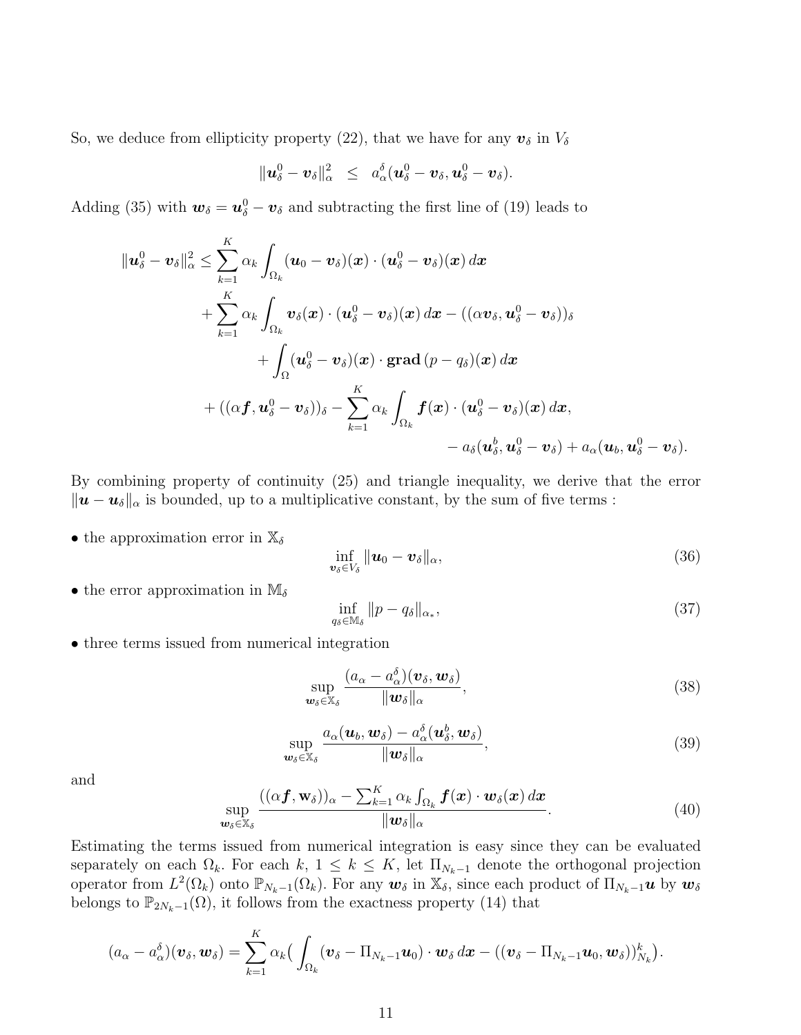So, we deduce from ellipticity property (22), that we have for any $\boldsymbol{v}_\delta$ in $V_\delta$

$$\|\boldsymbol{u}_\delta^0 - \boldsymbol{v}_\delta\|_\alpha^2 \;\;\leq\;\; a_\alpha^\delta(\boldsymbol{u}_\delta^0 - \boldsymbol{v}_\delta, \boldsymbol{u}_\delta^0 - \boldsymbol{v}_\delta).$$

Adding (35) with $\boldsymbol{w}_\delta = \boldsymbol{u}_\delta^0 - \boldsymbol{v}_\delta$ and subtracting the first line of (19) leads to

$$\begin{aligned}
\|\boldsymbol{u}_\delta^0 - \boldsymbol{v}_\delta\|_\alpha^2 \leq & \sum_{k=1}^K \alpha_k \int_{\Omega_k} (\boldsymbol{u}_0 - \boldsymbol{v}_\delta)(\boldsymbol{x}) \cdot (\boldsymbol{u}_\delta^0 - \boldsymbol{v}_\delta)(\boldsymbol{x})\, d\boldsymbol{x} \\
& + \sum_{k=1}^K \alpha_k \int_{\Omega_k} \boldsymbol{v}_\delta(\boldsymbol{x}) \cdot (\boldsymbol{u}_\delta^0 - \boldsymbol{v}_\delta)(\boldsymbol{x})\, d\boldsymbol{x} - ((\alpha \boldsymbol{v}_\delta, \boldsymbol{u}_\delta^0 - \boldsymbol{v}_\delta))_\delta \\
& \quad + \int_\Omega (\boldsymbol{u}_\delta^0 - \boldsymbol{v}_\delta)(\boldsymbol{x}) \cdot \mathbf{grad}\,(p - q_\delta)(\boldsymbol{x})\, d\boldsymbol{x} \\
& + ((\alpha \boldsymbol{f}, \boldsymbol{u}_\delta^0 - \boldsymbol{v}_\delta))_\delta - \sum_{k=1}^K \alpha_k \int_{\Omega_k} \boldsymbol{f}(\boldsymbol{x}) \cdot (\boldsymbol{u}_\delta^0 - \boldsymbol{v}_\delta)(\boldsymbol{x})\, d\boldsymbol{x}, \\
& \qquad - a_\delta(\boldsymbol{u}_\delta^b, \boldsymbol{u}_\delta^0 - \boldsymbol{v}_\delta) + a_\alpha(\boldsymbol{u}_b, \boldsymbol{u}_\delta^0 - \boldsymbol{v}_\delta).
\end{aligned}$$

By combining property of continuity (25) and triangle inequality, we derive that the error $\|\boldsymbol{u} - \boldsymbol{u}_\delta\|_\alpha$ is bounded, up to a multiplicative constant, by the sum of five terms :

- the approximation error in $\mathbb{X}_\delta$

$$\inf_{\boldsymbol{v}_\delta \in V_\delta} \|\boldsymbol{u}_0 - \boldsymbol{v}_\delta\|_\alpha, \tag{36}$$

- the error approximation in $\mathbb{M}_\delta$

$$\inf_{q_\delta \in \mathbb{M}_\delta} \|p - q_\delta\|_{\alpha_*}, \tag{37}$$

- three terms issued from numerical integration

$$\sup_{\boldsymbol{w}_\delta \in \mathbb{X}_\delta} \frac{(a_\alpha - a_\alpha^\delta)(\boldsymbol{v}_\delta, \boldsymbol{w}_\delta)}{\|\boldsymbol{w}_\delta\|_\alpha}, \tag{38}$$

$$\sup_{\boldsymbol{w}_\delta \in \mathbb{X}_\delta} \frac{a_\alpha(\boldsymbol{u}_b, \boldsymbol{w}_\delta) - a_\alpha^\delta(\boldsymbol{u}_\delta^b, \boldsymbol{w}_\delta)}{\|\boldsymbol{w}_\delta\|_\alpha}, \tag{39}$$

and

$$\sup_{\boldsymbol{w}_\delta \in \mathbb{X}_\delta} \frac{((\alpha \boldsymbol{f}, \mathbf{w}_\delta))_\alpha - \sum_{k=1}^K \alpha_k \int_{\Omega_k} \boldsymbol{f}(\boldsymbol{x}) \cdot \boldsymbol{w}_\delta(\boldsymbol{x})\, d\boldsymbol{x}}{\|\boldsymbol{w}_\delta\|_\alpha}. \tag{40}$$

Estimating the terms issued from numerical integration is easy since they can be evaluated separately on each $\Omega_k$. For each $k$, $1 \leq k \leq K$, let $\Pi_{N_k-1}$ denote the orthogonal projection operator from $L^2(\Omega_k)$ onto $\mathbb{P}_{N_k-1}(\Omega_k)$. For any $\boldsymbol{w}_\delta$ in $\mathbb{X}_\delta$, since each product of $\Pi_{N_k-1}\boldsymbol{u}$ by $\boldsymbol{w}_\delta$ belongs to $\mathbb{P}_{2N_k-1}(\Omega)$, it follows from the exactness property (14) that

$$(a_\alpha - a_\alpha^\delta)(\boldsymbol{v}_\delta, \boldsymbol{w}_\delta) = \sum_{k=1}^K \alpha_k \Big( \int_{\Omega_k} (\boldsymbol{v}_\delta - \Pi_{N_k-1}\boldsymbol{u}_0) \cdot \boldsymbol{w}_\delta\, d\boldsymbol{x} - ((\boldsymbol{v}_\delta - \Pi_{N_k-1}\boldsymbol{u}_0, \boldsymbol{w}_\delta))_{N_k}^k \Big).$$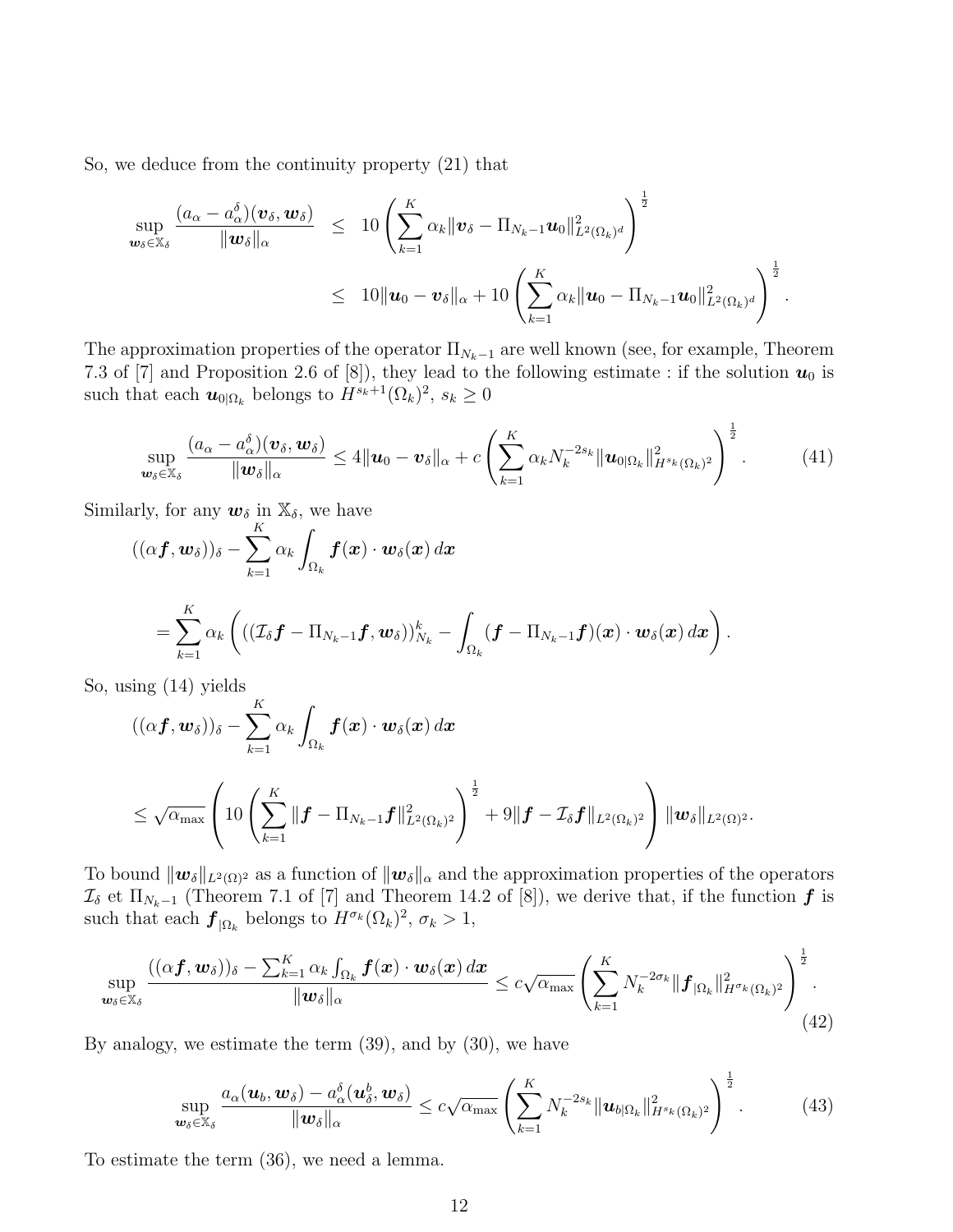So, we deduce from the continuity property (21) that

$$\sup_{\boldsymbol{w}_\delta \in \mathbb{X}_\delta} \frac{(a_\alpha - a_\alpha^\delta)(\boldsymbol{v}_\delta, \boldsymbol{w}_\delta)}{\|\boldsymbol{w}_\delta\|_\alpha} \le 10 \left( \sum_{k=1}^K \alpha_k \|\boldsymbol{v}_\delta - \Pi_{N_k-1}\boldsymbol{u}_0\|^2_{L^2(\Omega_k)^d} \right)^{\frac{1}{2}}$$

$$\le 10\|\boldsymbol{u}_0 - \boldsymbol{v}_\delta\|_\alpha + 10 \left( \sum_{k=1}^K \alpha_k \|\boldsymbol{u}_0 - \Pi_{N_k-1}\boldsymbol{u}_0\|^2_{L^2(\Omega_k)^d} \right)^{\frac{1}{2}}.$$

The approximation properties of the operator $\Pi_{N_k-1}$ are well known (see, for example, Theorem 7.3 of [7] and Proposition 2.6 of [8]), they lead to the following estimate : if the solution $\boldsymbol{u}_0$ is such that each $\boldsymbol{u}_{0|\Omega_k}$ belongs to $H^{s_k+1}(\Omega_k)^2$, $s_k \ge 0$

$$\sup_{\boldsymbol{w}_\delta \in \mathbb{X}_\delta} \frac{(a_\alpha - a_\alpha^\delta)(\boldsymbol{v}_\delta, \boldsymbol{w}_\delta)}{\|\boldsymbol{w}_\delta\|_\alpha} \le 4\|\boldsymbol{u}_0 - \boldsymbol{v}_\delta\|_\alpha + c \left( \sum_{k=1}^K \alpha_k N_k^{-2s_k} \|\boldsymbol{u}_{0|\Omega_k}\|^2_{H^{s_k}(\Omega_k)^2} \right)^{\frac{1}{2}}. \tag{41}$$

Similarly, for any $\boldsymbol{w}_\delta$ in $\mathbb{X}_\delta$, we have

$$((\alpha \boldsymbol{f}, \boldsymbol{w}_\delta))_\delta - \sum_{k=1}^K \alpha_k \int_{\Omega_k} \boldsymbol{f}(\boldsymbol{x}) \cdot \boldsymbol{w}_\delta(\boldsymbol{x})\, d\boldsymbol{x}$$

$$= \sum_{k=1}^K \alpha_k \left( ((\mathcal{I}_\delta \boldsymbol{f} - \Pi_{N_k-1}\boldsymbol{f}, \boldsymbol{w}_\delta))^k_{N_k} - \int_{\Omega_k} (\boldsymbol{f} - \Pi_{N_k-1}\boldsymbol{f})(\boldsymbol{x}) \cdot \boldsymbol{w}_\delta(\boldsymbol{x})\, d\boldsymbol{x} \right).$$

So, using (14) yields

$$((\alpha \boldsymbol{f}, \boldsymbol{w}_\delta))_\delta - \sum_{k=1}^K \alpha_k \int_{\Omega_k} \boldsymbol{f}(\boldsymbol{x}) \cdot \boldsymbol{w}_\delta(\boldsymbol{x})\, d\boldsymbol{x}$$

$$\le \sqrt{\alpha_{\max}} \left( 10 \left( \sum_{k=1}^K \|\boldsymbol{f} - \Pi_{N_k-1}\boldsymbol{f}\|^2_{L^2(\Omega_k)^2} \right)^{\frac{1}{2}} + 9\|\boldsymbol{f} - \mathcal{I}_\delta \boldsymbol{f}\|_{L^2(\Omega_k)^2} \right) \|\boldsymbol{w}_\delta\|_{L^2(\Omega)^2}.$$

To bound $\|\boldsymbol{w}_\delta\|_{L^2(\Omega)^2}$ as a function of $\|\boldsymbol{w}_\delta\|_\alpha$ and the approximation properties of the operators $\mathcal{I}_\delta$ et $\Pi_{N_k-1}$ (Theorem 7.1 of [7] and Theorem 14.2 of [8]), we derive that, if the function $\boldsymbol{f}$ is such that each $\boldsymbol{f}_{|\Omega_k}$ belongs to $H^{\sigma_k}(\Omega_k)^2$, $\sigma_k > 1$,

$$\sup_{\boldsymbol{w}_\delta \in \mathbb{X}_\delta} \frac{((\alpha \boldsymbol{f}, \boldsymbol{w}_\delta))_\delta - \sum_{k=1}^K \alpha_k \int_{\Omega_k} \boldsymbol{f}(\boldsymbol{x}) \cdot \boldsymbol{w}_\delta(\boldsymbol{x})\, d\boldsymbol{x}}{\|\boldsymbol{w}_\delta\|_\alpha} \le c\sqrt{\alpha_{\max}} \left( \sum_{k=1}^K N_k^{-2\sigma_k} \|\boldsymbol{f}_{|\Omega_k}\|^2_{H^{\sigma_k}(\Omega_k)^2} \right)^{\frac{1}{2}}. \tag{42}$$

By analogy, we estimate the term (39), and by (30), we have

$$\sup_{\boldsymbol{w}_\delta \in \mathbb{X}_\delta} \frac{a_\alpha(\boldsymbol{u}_b, \boldsymbol{w}_\delta) - a_\alpha^\delta(\boldsymbol{u}_\delta^b, \boldsymbol{w}_\delta)}{\|\boldsymbol{w}_\delta\|_\alpha} \le c\sqrt{\alpha_{\max}} \left( \sum_{k=1}^K N_k^{-2s_k} \|\boldsymbol{u}_{b|\Omega_k}\|^2_{H^{s_k}(\Omega_k)^2} \right)^{\frac{1}{2}}. \tag{43}$$

To estimate the term (36), we need a lemma.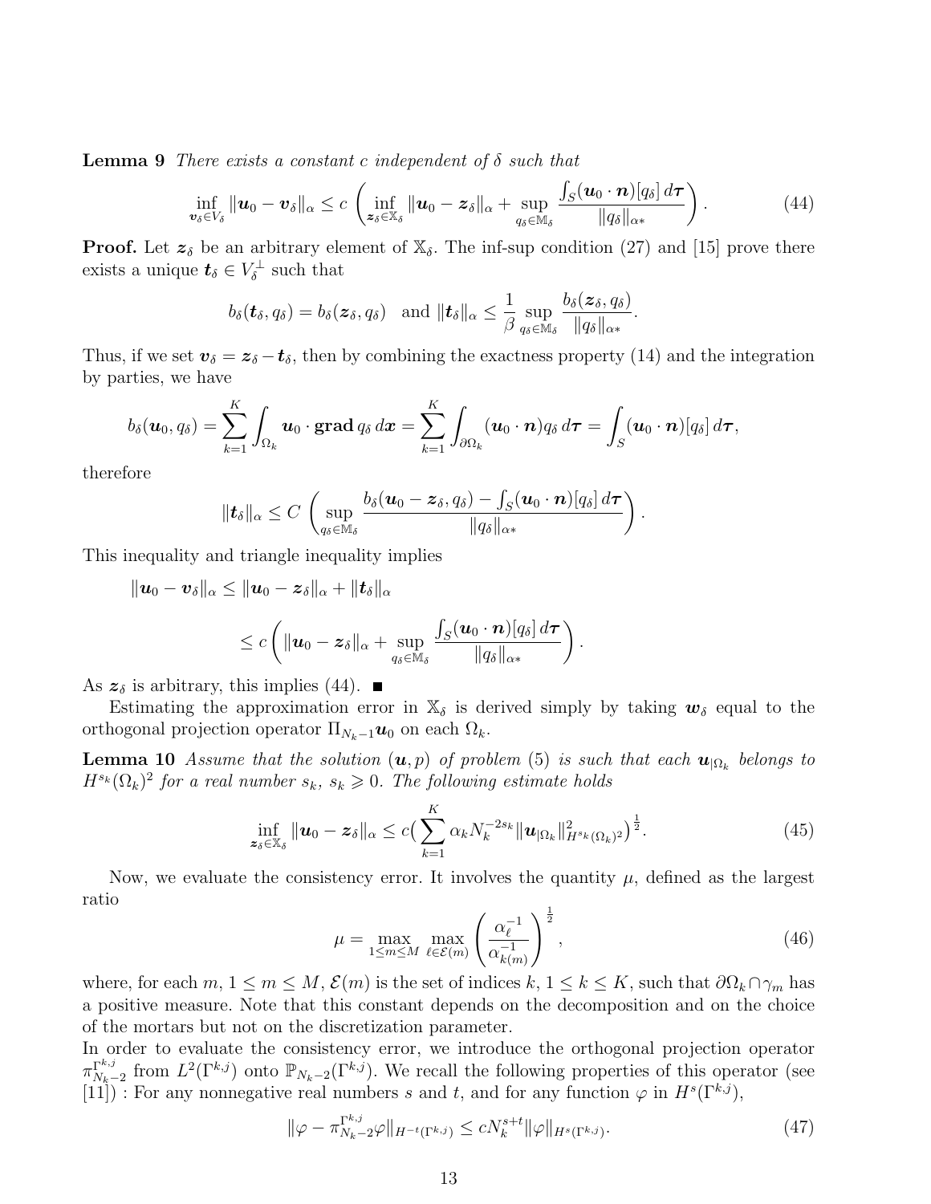**Lemma 9** *There exists a constant $c$ independent of $\delta$ such that*

$$\inf_{\boldsymbol{v}_\delta \in V_\delta} \|\boldsymbol{u}_0 - \boldsymbol{v}_\delta\|_\alpha \le c \left( \inf_{\boldsymbol{z}_\delta \in \mathbb{X}_\delta} \|\boldsymbol{u}_0 - \boldsymbol{z}_\delta\|_\alpha + \sup_{q_\delta \in \mathbb{M}_\delta} \frac{\int_S (\boldsymbol{u}_0 \cdot \boldsymbol{n})[q_\delta]\, d\boldsymbol{\tau}}{\|q_\delta\|_{\alpha *}} \right). \tag{44}$$

**Proof.** Let $\boldsymbol{z}_\delta$ be an arbitrary element of $\mathbb{X}_\delta$. The inf-sup condition (27) and [15] prove there exists a unique $\boldsymbol{t}_\delta \in V_\delta^\perp$ such that

$$b_\delta(\boldsymbol{t}_\delta, q_\delta) = b_\delta(\boldsymbol{z}_\delta, q_\delta) \quad \text{and } \|\boldsymbol{t}_\delta\|_\alpha \le \frac{1}{\beta} \sup_{q_\delta \in \mathbb{M}_\delta} \frac{b_\delta(\boldsymbol{z}_\delta, q_\delta)}{\|q_\delta\|_{\alpha *}}.$$

Thus, if we set $\boldsymbol{v}_\delta = \boldsymbol{z}_\delta - \boldsymbol{t}_\delta$, then by combining the exactness property (14) and the integration by parties, we have

$$b_\delta(\boldsymbol{u}_0, q_\delta) = \sum_{k=1}^K \int_{\Omega_k} \boldsymbol{u}_0 \cdot \mathbf{grad}\, q_\delta \, d\boldsymbol{x} = \sum_{k=1}^K \int_{\partial\Omega_k} (\boldsymbol{u}_0 \cdot \boldsymbol{n}) q_\delta \, d\boldsymbol{\tau} = \int_S (\boldsymbol{u}_0 \cdot \boldsymbol{n})[q_\delta]\, d\boldsymbol{\tau},$$

therefore

$$\|\boldsymbol{t}_\delta\|_\alpha \le C \left( \sup_{q_\delta \in \mathbb{M}_\delta} \frac{b_\delta(\boldsymbol{u}_0 - \boldsymbol{z}_\delta, q_\delta) - \int_S (\boldsymbol{u}_0 \cdot \boldsymbol{n})[q_\delta]\, d\boldsymbol{\tau}}{\|q_\delta\|_{\alpha *}} \right).$$

This inequality and triangle inequality implies

$$\|\boldsymbol{u}_0 - \boldsymbol{v}_\delta\|_\alpha \le \|\boldsymbol{u}_0 - \boldsymbol{z}_\delta\|_\alpha + \|\boldsymbol{t}_\delta\|_\alpha$$

$$\le c \left( \|\boldsymbol{u}_0 - \boldsymbol{z}_\delta\|_\alpha + \sup_{q_\delta \in \mathbb{M}_\delta} \frac{\int_S (\boldsymbol{u}_0 \cdot \boldsymbol{n})[q_\delta]\, d\boldsymbol{\tau}}{\|q_\delta\|_{\alpha *}} \right).$$

As $\boldsymbol{z}_\delta$ is arbitrary, this implies (44). ■

Estimating the approximation error in $\mathbb{X}_\delta$ is derived simply by taking $\boldsymbol{w}_\delta$ equal to the orthogonal projection operator $\Pi_{N_k-1}\boldsymbol{u}_0$ on each $\Omega_k$.

**Lemma 10** *Assume that the solution $(\boldsymbol{u}, p)$ of problem (5) is such that each $\boldsymbol{u}_{|\Omega_k}$ belongs to $H^{s_k}(\Omega_k)^2$ for a real number $s_k$, $s_k \geqslant 0$. The following estimate holds*

$$\inf_{\boldsymbol{z}_\delta \in \mathbb{X}_\delta} \|\boldsymbol{u}_0 - \boldsymbol{z}_\delta\|_\alpha \le c \Big( \sum_{k=1}^K \alpha_k N_k^{-2s_k} \|\boldsymbol{u}_{|\Omega_k}\|^2_{H^{s_k}(\Omega_k)^2} \Big)^{\frac{1}{2}}. \tag{45}$$

Now, we evaluate the consistency error. It involves the quantity $\mu$, defined as the largest ratio

$$\mu = \max_{1 \le m \le M} \max_{\ell \in \mathcal{E}(m)} \left( \frac{\alpha_\ell^{-1}}{\alpha_{k(m)}^{-1}} \right)^{\frac{1}{2}}, \tag{46}$$

where, for each $m$, $1 \le m \le M$, $\mathcal{E}(m)$ is the set of indices $k$, $1 \le k \le K$, such that $\partial\Omega_k \cap \gamma_m$ has a positive measure. Note that this constant depends on the decomposition and on the choice of the mortars but not on the discretization parameter.
In order to evaluate the consistency error, we introduce the orthogonal projection operator $\pi_{N_k-2}^{\Gamma^{k,j}}$ from $L^2(\Gamma^{k,j})$ onto $\mathbb{P}_{N_k-2}(\Gamma^{k,j})$. We recall the following properties of this operator (see [11]) : For any nonnegative real numbers $s$ and $t$, and for any function $\varphi$ in $H^s(\Gamma^{k,j})$,

$$\|\varphi - \pi_{N_k-2}^{\Gamma^{k,j}}\varphi\|_{H^{-t}(\Gamma^{k,j})} \le c N_k^{s+t} \|\varphi\|_{H^s(\Gamma^{k,j})}. \tag{47}$$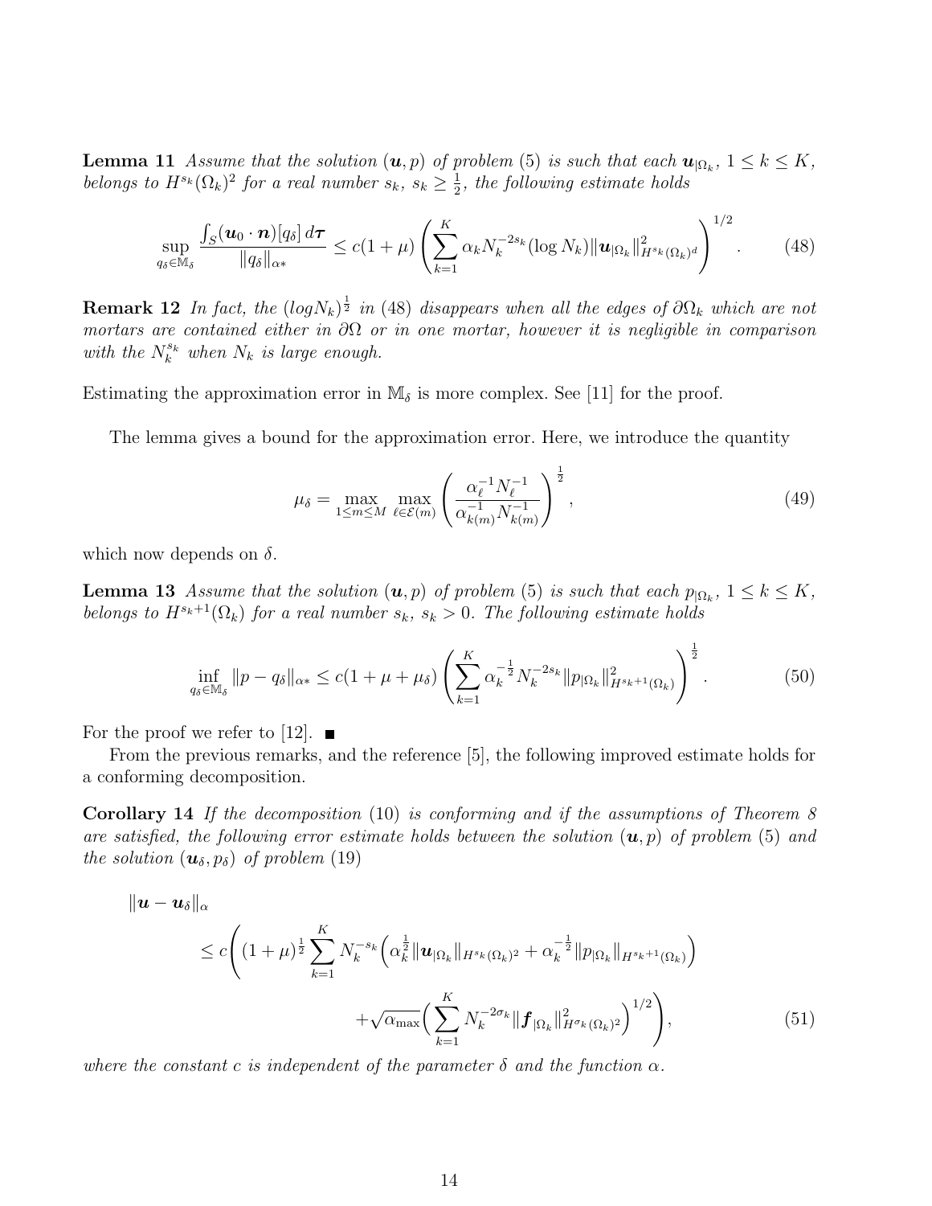**Lemma 11** *Assume that the solution $(\boldsymbol{u}, p)$ of problem (5) is such that each $\boldsymbol{u}_{|\Omega_k}$, $1 \le k \le K$, belongs to $H^{s_k}(\Omega_k)^2$ for a real number $s_k$, $s_k \ge \frac{1}{2}$, the following estimate holds*

$$
\sup_{q_\delta \in \mathbb{M}_\delta} \frac{\int_S (\boldsymbol{u}_0 \cdot \boldsymbol{n})[q_\delta]\, d\boldsymbol{\tau}}{\|q_\delta\|_{\alpha *}} \le c(1+\mu) \left( \sum_{k=1}^{K} \alpha_k N_k^{-2s_k} (\log N_k) \|\boldsymbol{u}_{|\Omega_k}\|^2_{H^{s_k}(\Omega_k)^d} \right)^{1/2}. \tag{48}
$$

**Remark 12** *In fact, the $(log N_k)^{\frac{1}{2}}$ in (48) disappears when all the edges of $\partial\Omega_k$ which are not mortars are contained either in $\partial\Omega$ or in one mortar, however it is negligible in comparison with the $N_k^{s_k}$ when $N_k$ is large enough.*

Estimating the approximation error in $\mathbb{M}_\delta$ is more complex. See [11] for the proof.

The lemma gives a bound for the approximation error. Here, we introduce the quantity

$$
\mu_\delta = \max_{1 \le m \le M} \max_{\ell \in \mathcal{E}(m)} \left( \frac{\alpha_\ell^{-1} N_\ell^{-1}}{\alpha_{k(m)}^{-1} N_{k(m)}^{-1}} \right)^{\frac{1}{2}}, \tag{49}
$$

which now depends on $\delta$.

**Lemma 13** *Assume that the solution $(\boldsymbol{u}, p)$ of problem (5) is such that each $p_{|\Omega_k}$, $1 \le k \le K$, belongs to $H^{s_k+1}(\Omega_k)$ for a real number $s_k$, $s_k > 0$. The following estimate holds*

$$
\inf_{q_\delta \in \mathbb{M}_\delta} \|p - q_\delta\|_{\alpha *} \le c(1 + \mu + \mu_\delta) \left( \sum_{k=1}^{K} \alpha_k^{-\frac{1}{2}} N_k^{-2s_k} \|p_{|\Omega_k}\|^2_{H^{s_k+1}(\Omega_k)} \right)^{\frac{1}{2}}. \tag{50}
$$

For the proof we refer to [12]. ■

From the previous remarks, and the reference [5], the following improved estimate holds for a conforming decomposition.

**Corollary 14** *If the decomposition (10) is conforming and if the assumptions of Theorem 8 are satisfied, the following error estimate holds between the solution $(\boldsymbol{u}, p)$ of problem (5) and the solution $(\boldsymbol{u}_\delta, p_\delta)$ of problem (19)*

$$
\begin{aligned}
\|\boldsymbol{u} - \boldsymbol{u}_\delta\|_\alpha & \\
\le c \Bigg( & (1+\mu)^{\frac{1}{2}} \sum_{k=1}^{K} N_k^{-s_k} \Big( \alpha_k^{\frac{1}{2}} \|\boldsymbol{u}_{|\Omega_k}\|_{H^{s_k}(\Omega_k)^2} + \alpha_k^{-\frac{1}{2}} \|p_{|\Omega_k}\|_{H^{s_k+1}(\Omega_k)} \Big) \\
& + \sqrt{\alpha_{\max}} \Big( \sum_{k=1}^{K} N_k^{-2\sigma_k} \|\boldsymbol{f}_{|\Omega_k}\|^2_{H^{\sigma_k}(\Omega_k)^2} \Big)^{1/2} \Bigg),
\end{aligned} \tag{51}
$$

*where the constant $c$ is independent of the parameter $\delta$ and the function $\alpha$.*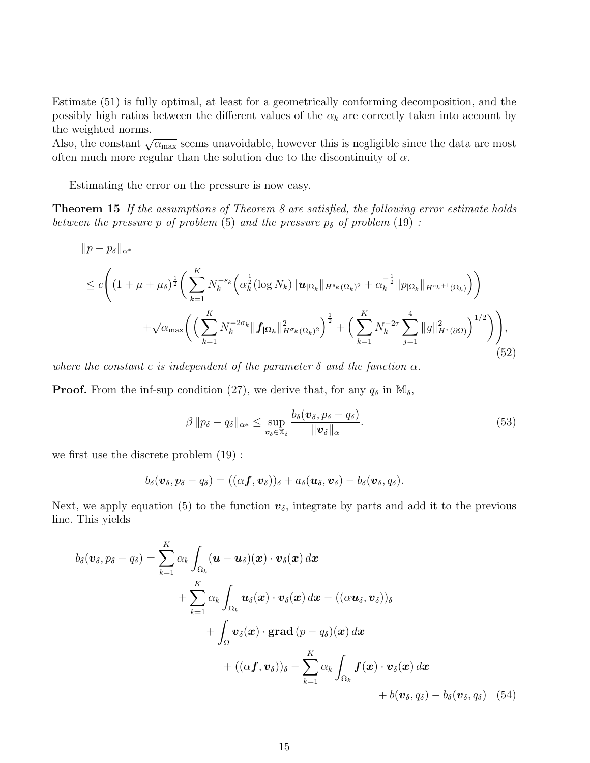Estimate (51) is fully optimal, at least for a geometrically conforming decomposition, and the possibly high ratios between the different values of the $\alpha_k$ are correctly taken into account by the weighted norms.
Also, the constant $\sqrt{\alpha_{\max}}$ seems unavoidable, however this is negligible since the data are most often much more regular than the solution due to the discontinuity of $\alpha$.

Estimating the error on the pressure is now easy.

**Theorem 15** *If the assumptions of Theorem 8 are satisfied, the following error estimate holds between the pressure $p$ of problem (5) and the pressure $p_\delta$ of problem (19) :*

$$
\begin{aligned}
&\|p - p_\delta\|_{\alpha^*} \\
&\leq c\Bigg( (1+\mu+\mu_\delta)^{\frac{1}{2}} \Big( \sum_{k=1}^K N_k^{-s_k} \Big( \alpha_k^{\frac{1}{2}} (\log N_k) \|\boldsymbol{u}_{|\Omega_k}\|_{H^{s_k}(\Omega_k)^2} + \alpha_k^{-\frac{1}{2}} \|p_{|\Omega_k}\|_{H^{s_k+1}(\Omega_k)} \Big) \Big) \\
&\qquad + \sqrt{\alpha_{\max}} \Big( \Big( \sum_{k=1}^K N_k^{-2\sigma_k} \|\boldsymbol{f}_{|\boldsymbol{\Omega_k}}\|^2_{H^{\sigma_k}(\Omega_k)^2} \Big)^{\frac{1}{2}} + \Big( \sum_{k=1}^K N_k^{-2\tau} \sum_{j=1}^4 \|g\|^2_{H^\tau(\partial\Omega)} \Big)^{1/2} \Big) \Bigg),
\end{aligned}
\tag{52}
$$

*where the constant $c$ is independent of the parameter $\delta$ and the function $\alpha$.*

**Proof.** From the inf-sup condition (27), we derive that, for any $q_\delta$ in $\mathbb{M}_\delta$,

$$
\beta \, \|p_\delta - q_\delta\|_{\alpha*} \leq \sup_{\boldsymbol{v}_\delta \in \mathbb{X}_\delta} \frac{b_\delta(\boldsymbol{v}_\delta, p_\delta - q_\delta)}{\|\boldsymbol{v}_\delta\|_\alpha}.
\tag{53}
$$

we first use the discrete problem (19) :

$$
b_\delta(\boldsymbol{v}_\delta, p_\delta - q_\delta) = ((\alpha \boldsymbol{f}, \boldsymbol{v}_\delta))_\delta + a_\delta(\boldsymbol{u}_\delta, \boldsymbol{v}_\delta) - b_\delta(\boldsymbol{v}_\delta, q_\delta).
$$

Next, we apply equation (5) to the function $\boldsymbol{v}_\delta$, integrate by parts and add it to the previous line. This yields

$$
\begin{aligned}
b_\delta(\boldsymbol{v}_\delta, p_\delta - q_\delta) = &\sum_{k=1}^K \alpha_k \int_{\Omega_k} (\boldsymbol{u} - \boldsymbol{u}_\delta)(\boldsymbol{x}) \cdot \boldsymbol{v}_\delta(\boldsymbol{x}) \, d\boldsymbol{x} \\
&+ \sum_{k=1}^K \alpha_k \int_{\Omega_k} \boldsymbol{u}_\delta(\boldsymbol{x}) \cdot \boldsymbol{v}_\delta(\boldsymbol{x}) \, d\boldsymbol{x} - ((\alpha \boldsymbol{u}_\delta, \boldsymbol{v}_\delta))_\delta \\
&+ \int_\Omega \boldsymbol{v}_\delta(\boldsymbol{x}) \cdot \mathbf{grad}\,(p - q_\delta)(\boldsymbol{x}) \, d\boldsymbol{x} \\
&+ ((\alpha \boldsymbol{f}, \boldsymbol{v}_\delta))_\delta - \sum_{k=1}^K \alpha_k \int_{\Omega_k} \boldsymbol{f}(\boldsymbol{x}) \cdot \boldsymbol{v}_\delta(\boldsymbol{x}) \, d\boldsymbol{x} \\
&+ b(\boldsymbol{v}_\delta, q_\delta) - b_\delta(\boldsymbol{v}_\delta, q_\delta)
\end{aligned}
\tag{54}
$$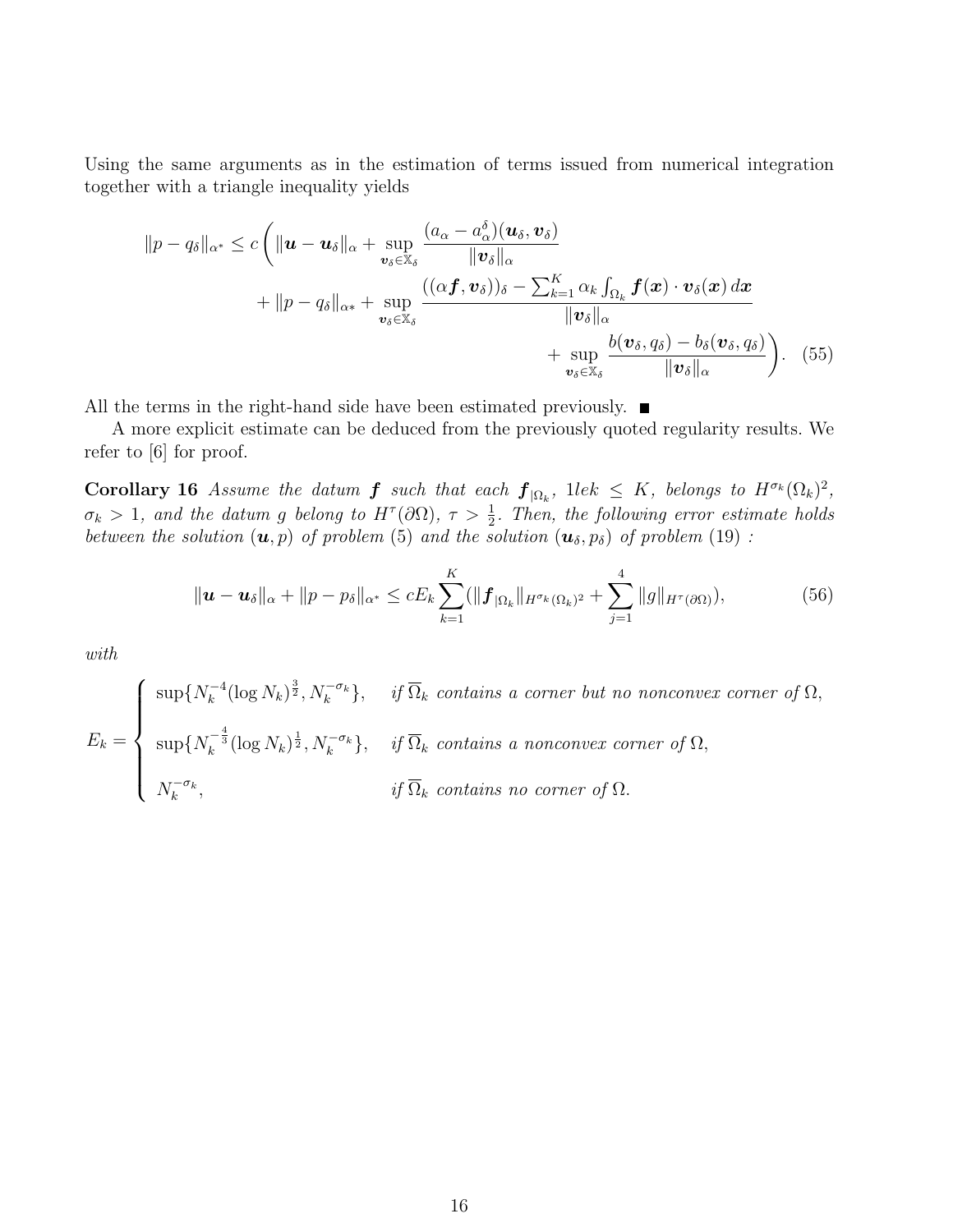Using the same arguments as in the estimation of terms issued from numerical integration together with a triangle inequality yields

$$
\begin{aligned}
\|p - q_\delta\|_{\alpha^*} \le c\bigg( \|\boldsymbol{u} - \boldsymbol{u}_\delta\|_\alpha + \sup_{\boldsymbol{v}_\delta \in \mathbb{X}_\delta} \frac{(a_\alpha - a_\alpha^\delta)(\boldsymbol{u}_\delta, \boldsymbol{v}_\delta)}{\|\boldsymbol{v}_\delta\|_\alpha} \\
+ \|p - q_\delta\|_{\alpha*} + \sup_{\boldsymbol{v}_\delta \in \mathbb{X}_\delta} \frac{((\alpha \boldsymbol{f}, \boldsymbol{v}_\delta))_\delta - \sum_{k=1}^K \alpha_k \int_{\Omega_k} \boldsymbol{f}(\boldsymbol{x}) \cdot \boldsymbol{v}_\delta(\boldsymbol{x})\, d\boldsymbol{x}}{\|\boldsymbol{v}_\delta\|_\alpha} \\
+ \sup_{\boldsymbol{v}_\delta \in \mathbb{X}_\delta} \frac{b(\boldsymbol{v}_\delta, q_\delta) - b_\delta(\boldsymbol{v}_\delta, q_\delta)}{\|\boldsymbol{v}_\delta\|_\alpha} \bigg). \quad (55)
\end{aligned}
$$

All the terms in the right-hand side have been estimated previously. ■

A more explicit estimate can be deduced from the previously quoted regularity results. We refer to [6] for proof.

**Corollary 16** *Assume the datum $\boldsymbol{f}$ such that each $\boldsymbol{f}_{|\Omega_k}$, 1lek $\le K$, belongs to $H^{\sigma_k}(\Omega_k)^2$, $\sigma_k > 1$, and the datum $g$ belong to $H^\tau(\partial\Omega)$, $\tau > \frac{1}{2}$. Then, the following error estimate holds between the solution $(\boldsymbol{u}, p)$ of problem (5) and the solution $(\boldsymbol{u}_\delta, p_\delta)$ of problem (19) :*

$$
\|\boldsymbol{u} - \boldsymbol{u}_\delta\|_\alpha + \|p - p_\delta\|_{\alpha^*} \le c E_k \sum_{k=1}^K (\|\boldsymbol{f}_{|\Omega_k}\|_{H^{\sigma_k}(\Omega_k)^2} + \sum_{j=1}^4 \|g\|_{H^\tau(\partial\Omega)}), \quad (56)
$$

*with*

$$
E_k = \begin{cases} \sup\{N_k^{-4} (\log N_k)^{\frac{3}{2}}, N_k^{-\sigma_k}\}, & \text{if } \overline{\Omega}_k \text{ contains a corner but no nonconvex corner of } \Omega, \\ \sup\{N_k^{-\frac{4}{3}} (\log N_k)^{\frac{1}{2}}, N_k^{-\sigma_k}\}, & \text{if } \overline{\Omega}_k \text{ contains a nonconvex corner of } \Omega, \\ N_k^{-\sigma_k}, & \text{if } \overline{\Omega}_k \text{ contains no corner of } \Omega. \end{cases}
$$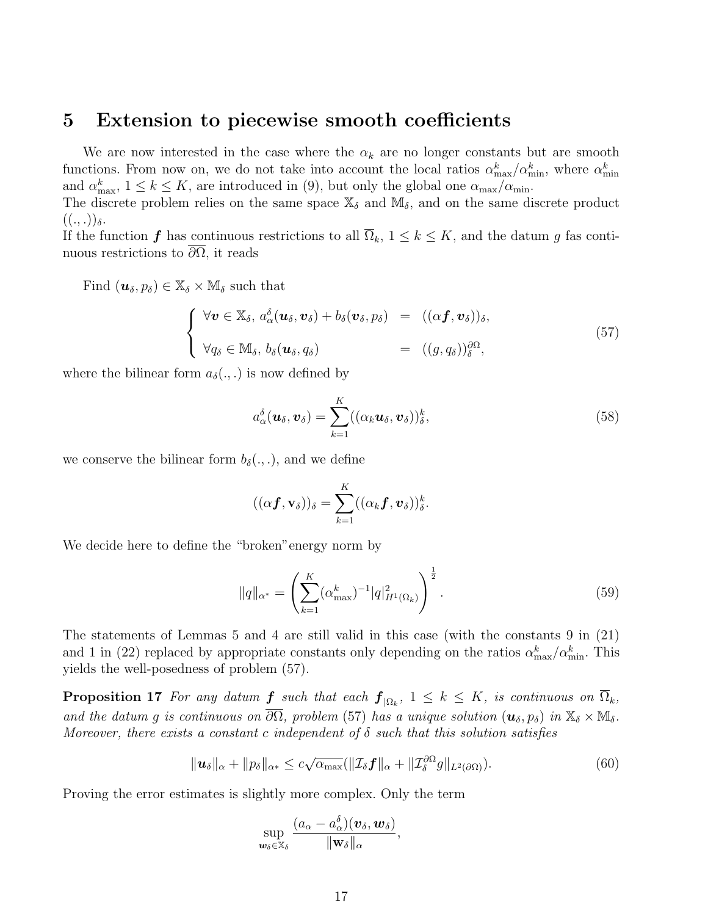# 5 Extension to piecewise smooth coefficients

We are now interested in the case where the $\alpha_k$ are no longer constants but are smooth functions. From now on, we do not take into account the local ratios $\alpha^k_{\max}/\alpha^k_{\min}$, where $\alpha^k_{\min}$ and $\alpha^k_{\max}$, $1 \le k \le K$, are introduced in (9), but only the global one $\alpha_{\max}/\alpha_{\min}$.
The discrete problem relies on the same space $\mathbb{X}_\delta$ and $\mathbb{M}_\delta$, and on the same discrete product $((.,.))_\delta$.
If the function $\boldsymbol{f}$ has continuous restrictions to all $\overline{\Omega}_k$, $1 \le k \le K$, and the datum $g$ fas continuous restrictions to $\overline{\partial\Omega}$, it reads

Find $(\boldsymbol{u}_\delta, p_\delta) \in \mathbb{X}_\delta \times \mathbb{M}_\delta$ such that

$$
\left\{
\begin{array}{lcl}
\forall \boldsymbol{v} \in \mathbb{X}_\delta,\ a^\delta_\alpha(\boldsymbol{u}_\delta, \boldsymbol{v}_\delta) + b_\delta(\boldsymbol{v}_\delta, p_\delta) & = & ((\alpha \boldsymbol{f}, \boldsymbol{v}_\delta))_\delta, \\
\forall q_\delta \in \mathbb{M}_\delta,\ b_\delta(\boldsymbol{u}_\delta, q_\delta) & = & ((g, q_\delta))^{\partial\Omega}_\delta,
\end{array}
\right.
\tag{57}
$$

where the bilinear form $a_\delta(.,.)$ is now defined by

$$
a^\delta_\alpha(\boldsymbol{u}_\delta, \boldsymbol{v}_\delta) = \sum_{k=1}^{K} ((\alpha_k \boldsymbol{u}_\delta, \boldsymbol{v}_\delta))^k_\delta,
\tag{58}
$$

we conserve the bilinear form $b_\delta(.,.)$, and we define

$$
((\alpha \boldsymbol{f}, \mathbf{v}_\delta))_\delta = \sum_{k=1}^{K} ((\alpha_k \boldsymbol{f}, \boldsymbol{v}_\delta))^k_\delta.
$$

We decide here to define the "broken"energy norm by

$$
\|q\|_{\alpha^*} = \left( \sum_{k=1}^{K} (\alpha^k_{\max})^{-1} |q|^2_{H^1(\Omega_k)} \right)^{\frac{1}{2}}.
\tag{59}
$$

The statements of Lemmas 5 and 4 are still valid in this case (with the constants 9 in (21) and 1 in (22) replaced by appropriate constants only depending on the ratios $\alpha^k_{\max}/\alpha^k_{\min}$. This yields the well-posedness of problem (57).

**Proposition 17** *For any datum $\boldsymbol{f}$ such that each $\boldsymbol{f}_{|\Omega_k}$, $1 \le k \le K$, is continuous on $\overline{\Omega}_k$, and the datum $g$ is continuous on $\overline{\partial\Omega}$, problem (57) has a unique solution $(\boldsymbol{u}_\delta, p_\delta)$ in $\mathbb{X}_\delta \times \mathbb{M}_\delta$. Moreover, there exists a constant $c$ independent of $\delta$ such that this solution satisfies*

$$
\|\boldsymbol{u}_\delta\|_\alpha + \|p_\delta\|_{\alpha*} \le c\sqrt{\alpha_{\max}} (\|\mathcal{I}_\delta \boldsymbol{f}\|_\alpha + \|\mathcal{I}^{\partial\Omega}_\delta g\|_{L^2(\partial\Omega)}).
\tag{60}
$$

Proving the error estimates is slightly more complex. Only the term

$$
\sup_{\boldsymbol{w}_\delta \in \mathbb{X}_\delta} \frac{(a_\alpha - a^\delta_\alpha)(\boldsymbol{v}_\delta, \boldsymbol{w}_\delta)}{\|\mathbf{w}_\delta\|_\alpha},
$$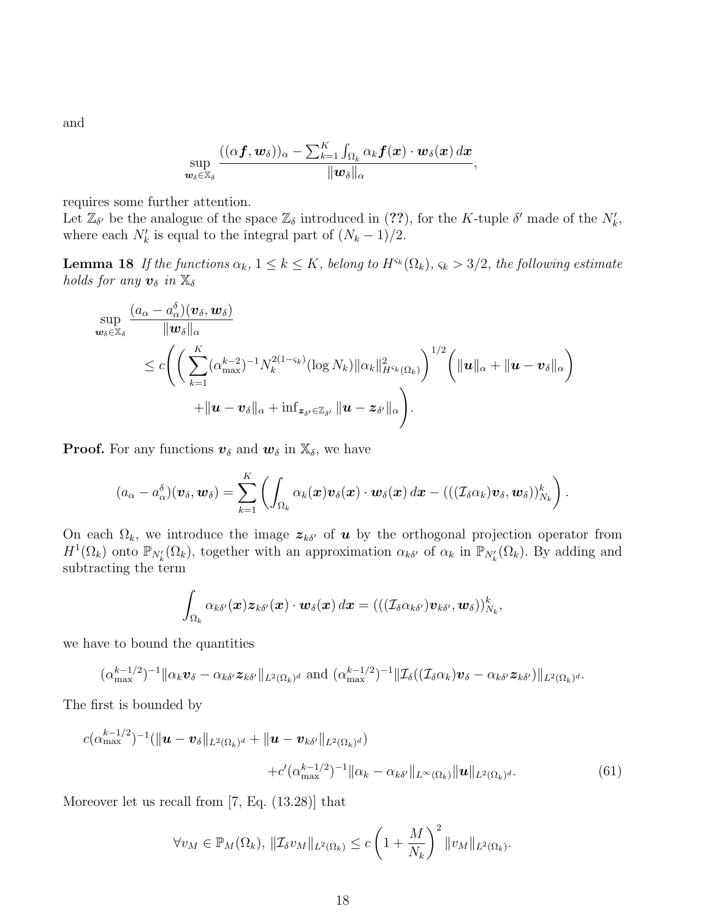and

$$\sup_{\boldsymbol{w}_\delta \in \mathbb{X}_\delta} \frac{((\alpha \boldsymbol{f}, \boldsymbol{w}_\delta))_\alpha - \sum_{k=1}^K \int_{\Omega_k} \alpha_k \boldsymbol{f}(\boldsymbol{x}) \cdot \boldsymbol{w}_\delta(\boldsymbol{x})\, d\boldsymbol{x}}{\|\boldsymbol{w}_\delta\|_\alpha},$$

requires some further attention.

Let $\mathbb{Z}_{\delta'}$ be the analogue of the space $\mathbb{Z}_\delta$ introduced in (??), for the $K$-tuple $\delta'$ made of the $N'_k$, where each $N'_k$ is equal to the integral part of $(N_k - 1)/2$.

**Lemma 18** *If the functions $\alpha_k$, $1 \le k \le K$, belong to $H^{\varsigma_k}(\Omega_k)$, $\varsigma_k > 3/2$, the following estimate holds for any $\boldsymbol{v}_\delta$ in $\mathbb{X}_\delta$*

$$\sup_{\boldsymbol{w}_\delta \in \mathbb{X}_\delta} \frac{(a_\alpha - a_\alpha^\delta)(\boldsymbol{v}_\delta, \boldsymbol{w}_\delta)}{\|\boldsymbol{w}_\delta\|_\alpha} \le c \Bigg( \Big( \sum_{k=1}^K (\alpha_{\max}^{k-2})^{-1} N_k^{2(1-\varsigma_k)} (\log N_k) \|\alpha_k\|^2_{H^{\varsigma_k}(\Omega_k)} \Big)^{1/2} \Big( \|\boldsymbol{u}\|_\alpha + \|\boldsymbol{u} - \boldsymbol{v}_\delta\|_\alpha \Big) + \|\boldsymbol{u} - \boldsymbol{v}_\delta\|_\alpha + \inf_{\boldsymbol{z}_{\delta'} \in \mathbb{Z}_{\delta'}} \|\boldsymbol{u} - \boldsymbol{z}_{\delta'}\|_\alpha \Bigg).$$

**Proof.** For any functions $\boldsymbol{v}_\delta$ and $\boldsymbol{w}_\delta$ in $\mathbb{X}_\delta$, we have

$$(a_\alpha - a_\alpha^\delta)(\boldsymbol{v}_\delta, \boldsymbol{w}_\delta) = \sum_{k=1}^K \left( \int_{\Omega_k} \alpha_k(\boldsymbol{x}) \boldsymbol{v}_\delta(\boldsymbol{x}) \cdot \boldsymbol{w}_\delta(\boldsymbol{x})\, d\boldsymbol{x} - (((\mathcal{I}_\delta \alpha_k) \boldsymbol{v}_\delta, \boldsymbol{w}_\delta))^k_{N_k} \right).$$

On each $\Omega_k$, we introduce the image $\boldsymbol{z}_{k\delta'}$ of $\boldsymbol{u}$ by the orthogonal projection operator from $H^1(\Omega_k)$ onto $\mathbb{P}_{N'_k}(\Omega_k)$, together with an approximation $\alpha_{k\delta'}$ of $\alpha_k$ in $\mathbb{P}_{N'_k}(\Omega_k)$. By adding and subtracting the term

$$\int_{\Omega_k} \alpha_{k\delta'}(\boldsymbol{x}) \boldsymbol{z}_{k\delta'}(\boldsymbol{x}) \cdot \boldsymbol{w}_\delta(\boldsymbol{x})\, d\boldsymbol{x} = (((\mathcal{I}_\delta \alpha_{k\delta'}) \boldsymbol{v}_{k\delta'}, \boldsymbol{w}_\delta))^k_{N_k},$$

we have to bound the quantities

$$(\alpha_{\max}^{k-1/2})^{-1} \|\alpha_k \boldsymbol{v}_\delta - \alpha_{k\delta'} \boldsymbol{z}_{k\delta'}\|_{L^2(\Omega_k)^d} \text{ and } (\alpha_{\max}^{k-1/2})^{-1} \|\mathcal{I}_\delta((\mathcal{I}_\delta \alpha_k) \boldsymbol{v}_\delta - \alpha_{k\delta'} \boldsymbol{z}_{k\delta'})\|_{L^2(\Omega_k)^d}.$$

The first is bounded by

$$c(\alpha_{\max}^{k-1/2})^{-1} (\|\boldsymbol{u} - \boldsymbol{v}_\delta\|_{L^2(\Omega_k)^d} + \|\boldsymbol{u} - \boldsymbol{v}_{k\delta'}\|_{L^2(\Omega_k)^d}) + c'(\alpha_{\max}^{k-1/2})^{-1} \|\alpha_k - \alpha_{k\delta'}\|_{L^\infty(\Omega_k)} \|\boldsymbol{u}\|_{L^2(\Omega_k)^d}. \tag{61}$$

Moreover let us recall from [7, Eq. (13.28)] that

$$\forall v_M \in \mathbb{P}_M(\Omega_k),\ \|\mathcal{I}_\delta v_M\|_{L^2(\Omega_k)} \le c \left(1 + \frac{M}{N_k}\right)^2 \|v_M\|_{L^2(\Omega_k)}.$$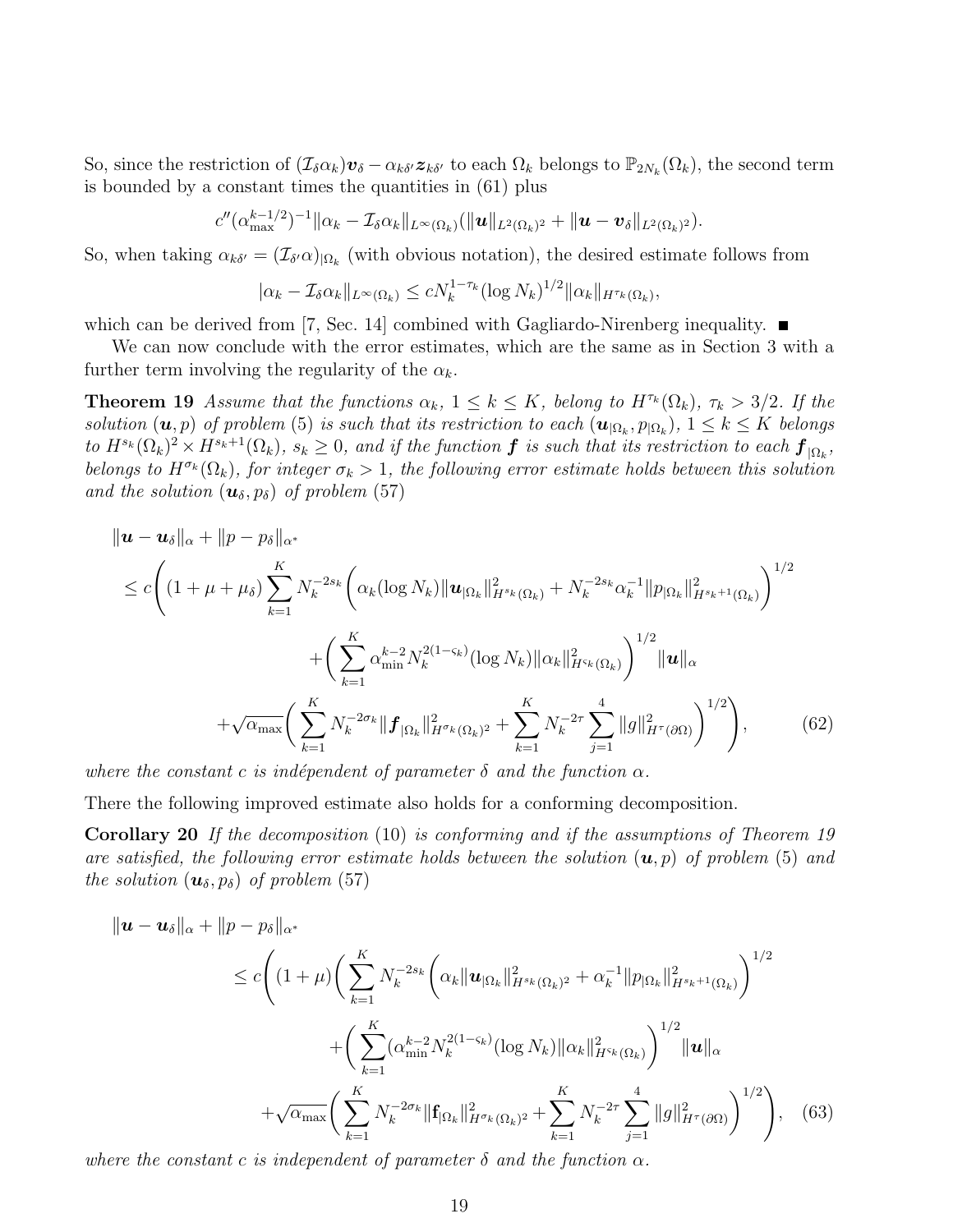So, since the restriction of $(\mathcal{I}_\delta \alpha_k)\boldsymbol{v}_\delta - \alpha_{k\delta'}\boldsymbol{z}_{k\delta'}$ to each $\Omega_k$ belongs to $\mathbb{P}_{2N_k}(\Omega_k)$, the second term is bounded by a constant times the quantities in (61) plus

$$c''(\alpha_{\max}^{k-1/2})^{-1}\|\alpha_k - \mathcal{I}_\delta \alpha_k\|_{L^\infty(\Omega_k)}(\|\boldsymbol{u}\|_{L^2(\Omega_k)^2} + \|\boldsymbol{u} - \boldsymbol{v}_\delta\|_{L^2(\Omega_k)^2}).$$

So, when taking $\alpha_{k\delta'} = (\mathcal{I}_{\delta'}\alpha)_{|\Omega_k}$ (with obvious notation), the desired estimate follows from

$$|\alpha_k - \mathcal{I}_\delta \alpha_k\|_{L^\infty(\Omega_k)} \leq c N_k^{1-\tau_k}(\log N_k)^{1/2}\|\alpha_k\|_{H^{\tau_k}(\Omega_k)},$$

which can be derived from [7, Sec. 14] combined with Gagliardo-Nirenberg inequality. ■

We can now conclude with the error estimates, which are the same as in Section 3 with a further term involving the regularity of the $\alpha_k$.

**Theorem 19** *Assume that the functions $\alpha_k$, $1 \leq k \leq K$, belong to $H^{\tau_k}(\Omega_k)$, $\tau_k > 3/2$. If the solution $(\boldsymbol{u}, p)$ of problem (5) is such that its restriction to each $(\boldsymbol{u}_{|\Omega_k}, p_{|\Omega_k})$, $1 \leq k \leq K$ belongs to $H^{s_k}(\Omega_k)^2 \times H^{s_k+1}(\Omega_k)$, $s_k \geq 0$, and if the function $\boldsymbol{f}$ is such that its restriction to each $\boldsymbol{f}_{|\Omega_k}$, belongs to $H^{\sigma_k}(\Omega_k)$, for integer $\sigma_k > 1$, the following error estimate holds between this solution and the solution $(\boldsymbol{u}_\delta, p_\delta)$ of problem (57)*

$$\begin{aligned}
&\|\boldsymbol{u} - \boldsymbol{u}_\delta\|_\alpha + \|p - p_\delta\|_{\alpha^*} \\
&\leq c\Bigg((1 + \mu + \mu_\delta)\sum_{k=1}^K N_k^{-2s_k}\Big(\alpha_k(\log N_k)\|\boldsymbol{u}_{|\Omega_k}\|^2_{H^{s_k}(\Omega_k)} + N_k^{-2s_k}\alpha_k^{-1}\|p_{|\Omega_k}\|^2_{H^{s_k+1}(\Omega_k)}\Big)^{1/2} \\
&\qquad + \Big(\sum_{k=1}^K \alpha_{\min}^{k-2} N_k^{2(1-\varsigma_k)}(\log N_k)\|\alpha_k\|^2_{H^{\varsigma_k}(\Omega_k)}\Big)^{1/2}\|\boldsymbol{u}\|_\alpha \\
&\quad + \sqrt{\alpha_{\max}}\Big(\sum_{k=1}^K N_k^{-2\sigma_k}\|\boldsymbol{f}_{|\Omega_k}\|^2_{H^{\sigma_k}(\Omega_k)^2} + \sum_{k=1}^K N_k^{-2\tau}\sum_{j=1}^4 \|g\|^2_{H^\tau(\partial\Omega)}\Big)^{1/2}\Bigg),
\end{aligned} \tag{62}$$

*where the constant $c$ is indépendent of parameter $\delta$ and the function $\alpha$.*

There the following improved estimate also holds for a conforming decomposition.

**Corollary 20** *If the decomposition (10) is conforming and if the assumptions of Theorem 19 are satisfied, the following error estimate holds between the solution $(\boldsymbol{u}, p)$ of problem (5) and the solution $(\boldsymbol{u}_\delta, p_\delta)$ of problem (57)*

$$\begin{aligned}
&\|\boldsymbol{u} - \boldsymbol{u}_\delta\|_\alpha + \|p - p_\delta\|_{\alpha^*} \\
&\leq c\Bigg((1 + \mu)\Big(\sum_{k=1}^K N_k^{-2s_k}\Big(\alpha_k\|\boldsymbol{u}_{|\Omega_k}\|^2_{H^{s_k}(\Omega_k)^2} + \alpha_k^{-1}\|p_{|\Omega_k}\|^2_{H^{s_k+1}(\Omega_k)}\Big)^{1/2} \\
&\qquad + \Big(\sum_{k=1}^K (\alpha_{\min}^{k-2} N_k^{2(1-\varsigma_k)}(\log N_k)\|\alpha_k\|^2_{H^{\varsigma_k}(\Omega_k)}\Big)^{1/2}\|\boldsymbol{u}\|_\alpha \\
&\quad + \sqrt{\alpha_{\max}}\Big(\sum_{k=1}^K N_k^{-2\sigma_k}\|\mathbf{f}_{|\Omega_k}\|^2_{H^{\sigma_k}(\Omega_k)^2} + \sum_{k=1}^K N_k^{-2\tau}\sum_{j=1}^4 \|g\|^2_{H^\tau(\partial\Omega)}\Big)^{1/2}\Bigg),
\end{aligned} \tag{63}$$

*where the constant $c$ is independent of parameter $\delta$ and the function $\alpha$.*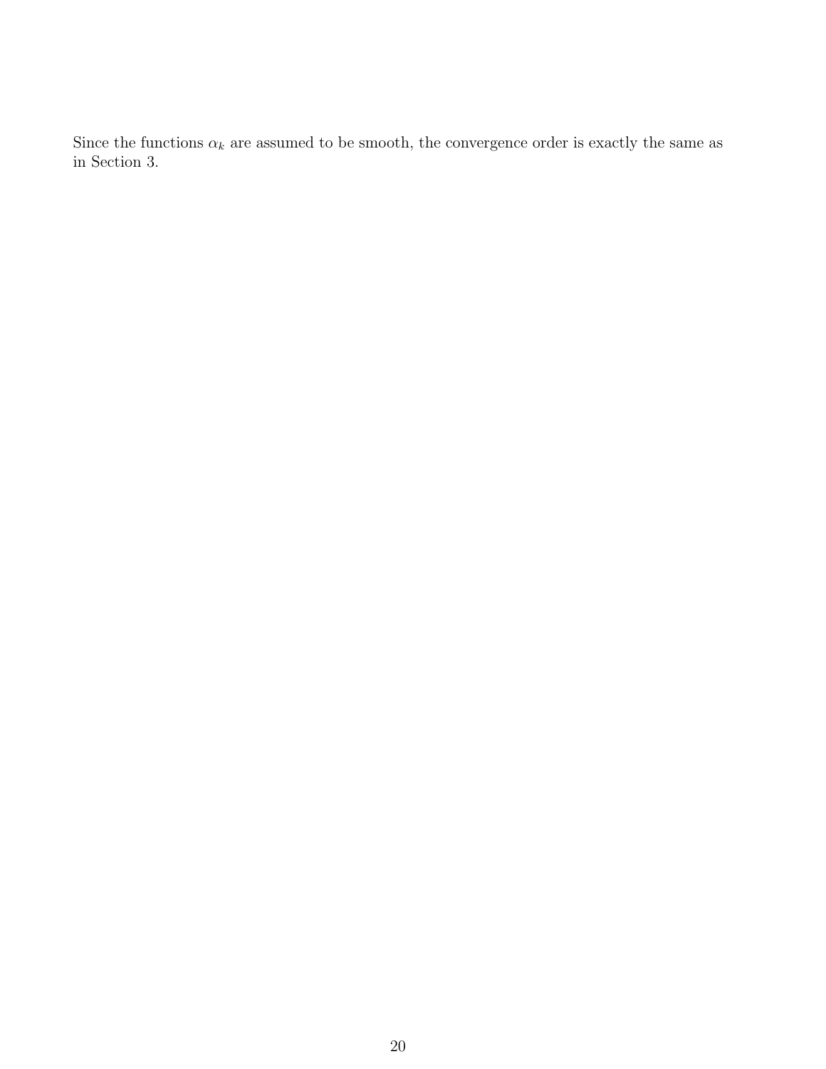Since the functions $\alpha_k$ are assumed to be smooth, the convergence order is exactly the same as in Section 3.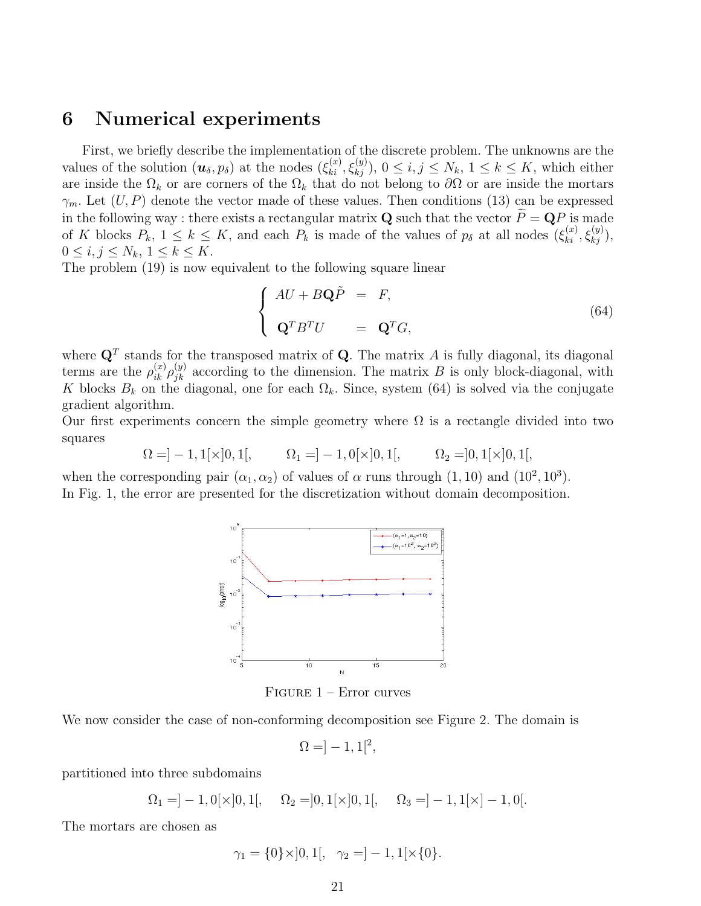# 6 Numerical experiments

First, we briefly describe the implementation of the discrete problem. The unknowns are the values of the solution $(\boldsymbol{u}_\delta, p_\delta)$ at the nodes $(\xi_{ki}^{(x)}, \xi_{kj}^{(y)})$, $0 \le i, j \le N_k$, $1 \le k \le K$, which either are inside the $\Omega_k$ or are corners of the $\Omega_k$ that do not belong to $\partial\Omega$ or are inside the mortars $\gamma_m$. Let $(U, P)$ denote the vector made of these values. Then conditions (13) can be expressed in the following way : there exists a rectangular matrix $\mathbf{Q}$ such that the vector $\widetilde{P} = \mathbf{Q}P$ is made of $K$ blocks $P_k$, $1 \le k \le K$, and each $P_k$ is made of the values of $p_\delta$ at all nodes $(\xi_{ki}^{(x)}, \xi_{kj}^{(y)})$, $0 \le i, j \le N_k$, $1 \le k \le K$.
The problem (19) is now equivalent to the following square linear

$$
\begin{cases}
AU + B\mathbf{Q}\tilde{P} &= F, \\
\\
\mathbf{Q}^T B^T U &= \mathbf{Q}^T G,
\end{cases}
\tag{64}
$$

where $\mathbf{Q}^T$ stands for the transposed matrix of $\mathbf{Q}$. The matrix $A$ is fully diagonal, its diagonal terms are the $\rho_{ik}^{(x)}\rho_{jk}^{(y)}$ according to the dimension. The matrix $B$ is only block-diagonal, with $K$ blocks $B_k$ on the diagonal, one for each $\Omega_k$. Since, system (64) is solved via the conjugate gradient algorithm.
Our first experiments concern the simple geometry where $\Omega$ is a rectangle divided into two squares

$$\Omega = ]-1, 1[\times]0, 1[, \qquad \Omega_1 = ]-1, 0[\times]0, 1[, \qquad \Omega_2 = ]0, 1[\times]0, 1[,$$

when the corresponding pair $(\alpha_1, \alpha_2)$ of values of $\alpha$ runs through $(1, 10)$ and $(10^2, 10^3)$.
In Fig. 1, the error are presented for the discretization without domain decomposition.

FIGURE 1 – Error curves

We now consider the case of non-conforming decomposition see Figure 2. The domain is

$$\Omega = ]-1, 1[^2,$$

partitioned into three subdomains

$$\Omega_1 = ]-1, 0[\times]0, 1[, \quad \Omega_2 = ]0, 1[\times]0, 1[, \quad \Omega_3 = ]-1, 1[\times]-1, 0[.$$

The mortars are chosen as

$$\gamma_1 = \{0\}\times]0, 1[, \quad \gamma_2 = ]-1, 1[\times\{0\}.$$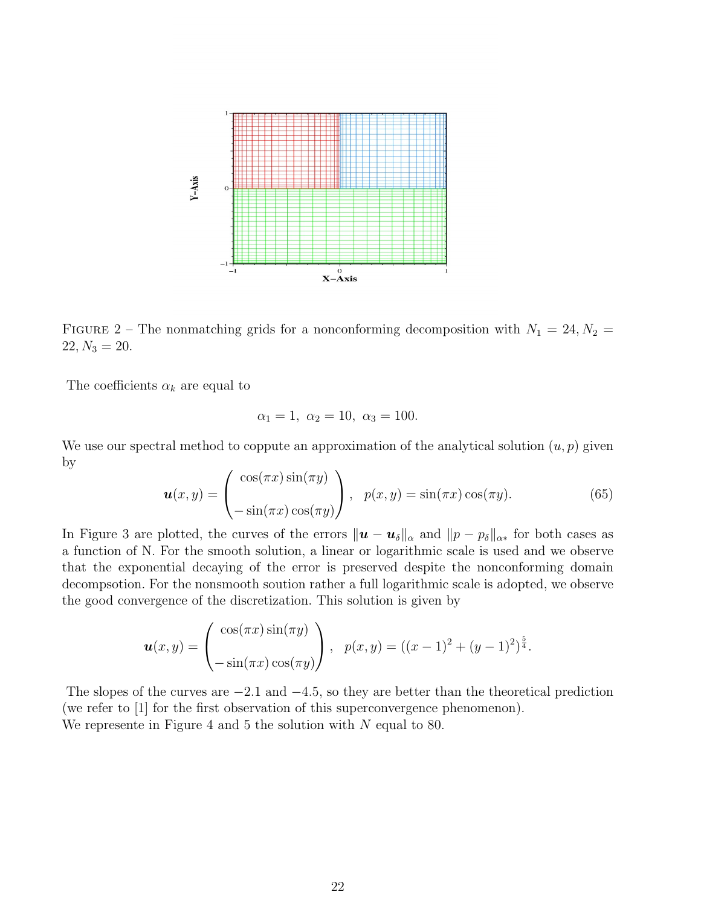FIGURE 2 – The nonmatching grids for a nonconforming decomposition with $N_1 = 24, N_2 = 22, N_3 = 20$.

The coefficients $\alpha_k$ are equal to

$$\alpha_1 = 1,\ \alpha_2 = 10,\ \alpha_3 = 100.$$

We use our spectral method to coppute an approximation of the analytical solution $(u, p)$ given by

$$\boldsymbol{u}(x, y) = \begin{pmatrix} \cos(\pi x)\sin(\pi y) \\ -\sin(\pi x)\cos(\pi y) \end{pmatrix}, \quad p(x, y) = \sin(\pi x)\cos(\pi y). \tag{65}$$

In Figure 3 are plotted, the curves of the errors $\|\boldsymbol{u} - \boldsymbol{u}_\delta\|_\alpha$ and $\|p - p_\delta\|_{\alpha*}$ for both cases as a function of N. For the smooth solution, a linear or logarithmic scale is used and we observe that the exponential decaying of the error is preserved despite the nonconforming domain decompsotion. For the nonsmooth soution rather a full logarithmic scale is adopted, we observe the good convergence of the discretization. This solution is given by

$$\boldsymbol{u}(x, y) = \begin{pmatrix} \cos(\pi x)\sin(\pi y) \\ -\sin(\pi x)\cos(\pi y) \end{pmatrix}, \quad p(x, y) = ((x-1)^2 + (y-1)^2)^{\frac{5}{4}}.$$

The slopes of the curves are $-2.1$ and $-4.5$, so they are better than the theoretical prediction (we refer to [1] for the first observation of this superconvergence phenomenon).
We represente in Figure 4 and 5 the solution with $N$ equal to 80.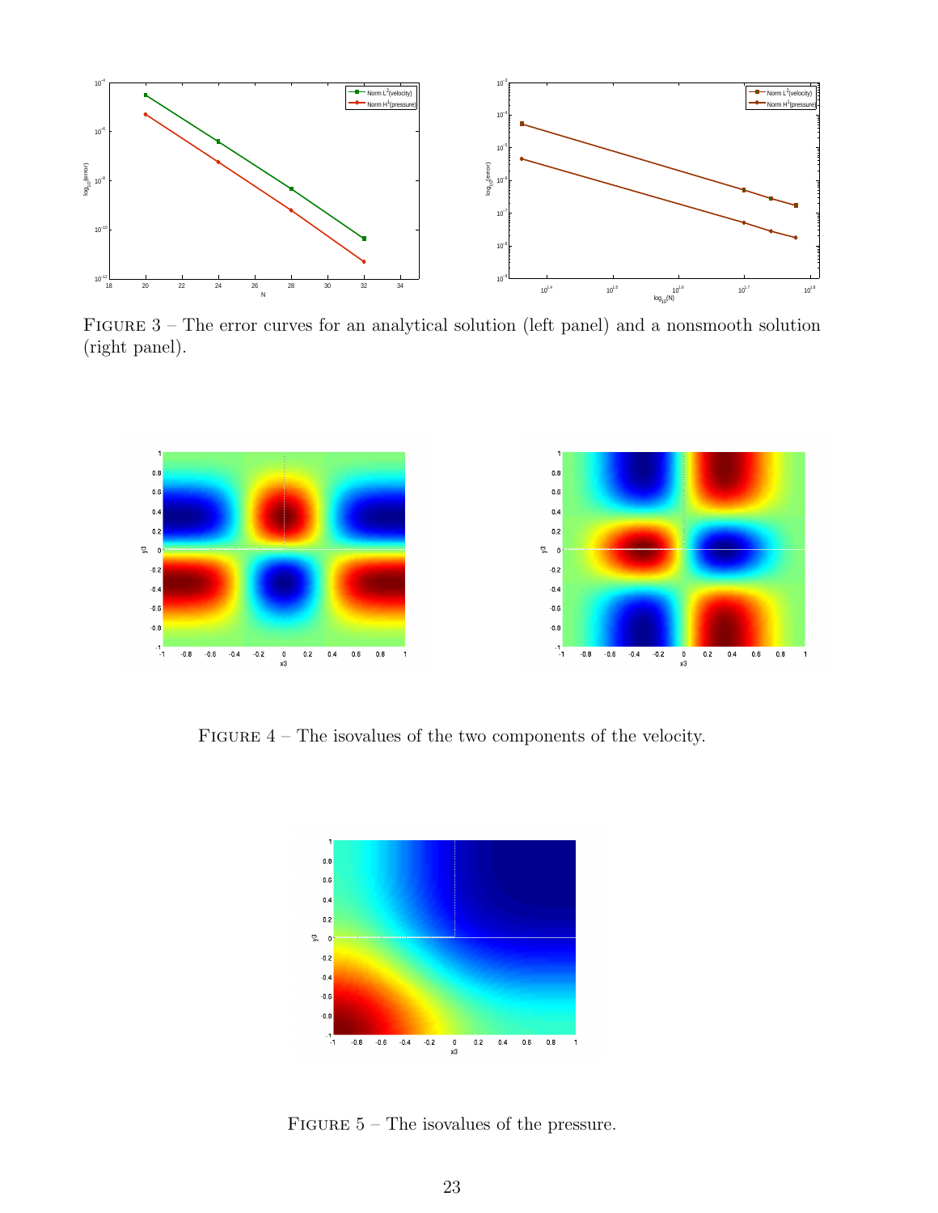Figure 3 – The error curves for an analytical solution (left panel) and a nonsmooth solution (right panel).

Figure 4 – The isovalues of the two components of the velocity.

Figure 5 – The isovalues of the pressure.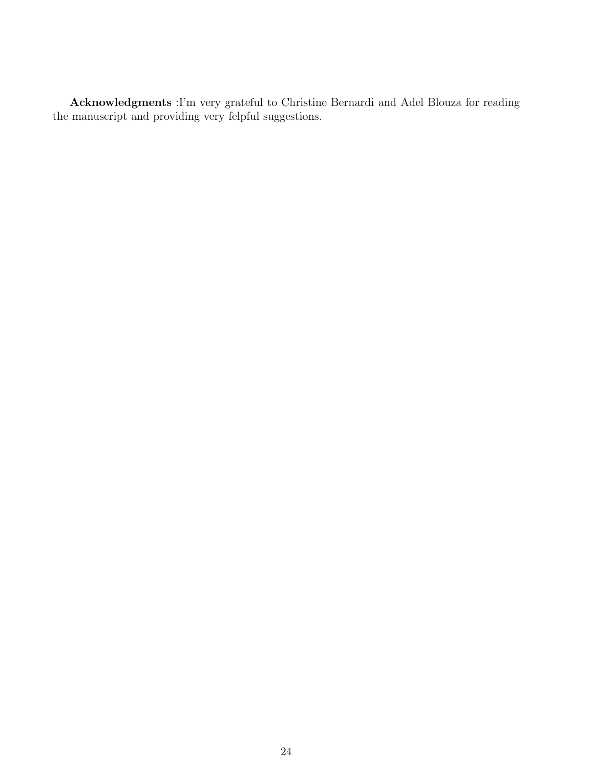**Acknowledgments** :I'm very grateful to Christine Bernardi and Adel Blouza for reading the manuscript and providing very felpful suggestions.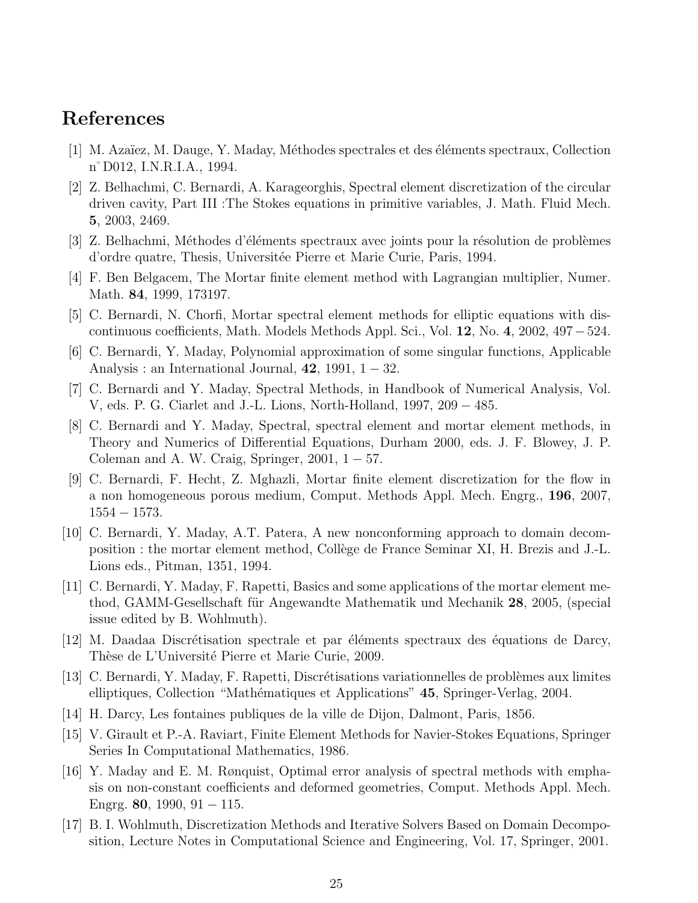# References

[1] M. Azaïez, M. Dauge, Y. Maday, Méthodes spectrales et des éléments spectraux, Collection n˚D012, I.N.R.I.A., 1994.

[2] Z. Belhachmi, C. Bernardi, A. Karageorghis, Spectral element discretization of the circular driven cavity, Part III :The Stokes equations in primitive variables, J. Math. Fluid Mech. **5**, 2003, 2469.

[3] Z. Belhachmi, Méthodes d'éléments spectraux avec joints pour la résolution de problèmes d'ordre quatre, Thesis, Universitée Pierre et Marie Curie, Paris, 1994.

[4] F. Ben Belgacem, The Mortar finite element method with Lagrangian multiplier, Numer. Math. **84**, 1999, 173197.

[5] C. Bernardi, N. Chorfi, Mortar spectral element methods for elliptic equations with discontinuous coefficients, Math. Models Methods Appl. Sci., Vol. **12**, No. **4**, 2002, $497-524$.

[6] C. Bernardi, Y. Maday, Polynomial approximation of some singular functions, Applicable Analysis : an International Journal, **42**, 1991, $1-32$.

[7] C. Bernardi and Y. Maday, Spectral Methods, in Handbook of Numerical Analysis, Vol. V, eds. P. G. Ciarlet and J.-L. Lions, North-Holland, 1997, $209-485$.

[8] C. Bernardi and Y. Maday, Spectral, spectral element and mortar element methods, in Theory and Numerics of Differential Equations, Durham 2000, eds. J. F. Blowey, J. P. Coleman and A. W. Craig, Springer, 2001, $1-57$.

[9] C. Bernardi, F. Hecht, Z. Mghazli, Mortar finite element discretization for the flow in a non homogeneous porous medium, Comput. Methods Appl. Mech. Engrg., **196**, 2007, $1554-1573$.

[10] C. Bernardi, Y. Maday, A.T. Patera, A new nonconforming approach to domain decomposition : the mortar element method, Collège de France Seminar XI, H. Brezis and J.-L. Lions eds., Pitman, 1351, 1994.

[11] C. Bernardi, Y. Maday, F. Rapetti, Basics and some applications of the mortar element method, GAMM-Gesellschaft für Angewandte Mathematik und Mechanik **28**, 2005, (special issue edited by B. Wohlmuth).

[12] M. Daadaa Discrétisation spectrale et par éléments spectraux des équations de Darcy, Thèse de L'Université Pierre et Marie Curie, 2009.

[13] C. Bernardi, Y. Maday, F. Rapetti, Discrétisations variationnelles de problèmes aux limites elliptiques, Collection "Mathématiques et Applications" **45**, Springer-Verlag, 2004.

[14] H. Darcy, Les fontaines publiques de la ville de Dijon, Dalmont, Paris, 1856.

[15] V. Girault et P.-A. Raviart, Finite Element Methods for Navier-Stokes Equations, Springer Series In Computational Mathematics, 1986.

[16] Y. Maday and E. M. Rønquist, Optimal error analysis of spectral methods with emphasis on non-constant coefficients and deformed geometries, Comput. Methods Appl. Mech. Engrg. **80**, 1990, $91-115$.

[17] B. I. Wohlmuth, Discretization Methods and Iterative Solvers Based on Domain Decomposition, Lecture Notes in Computational Science and Engineering, Vol. 17, Springer, 2001.